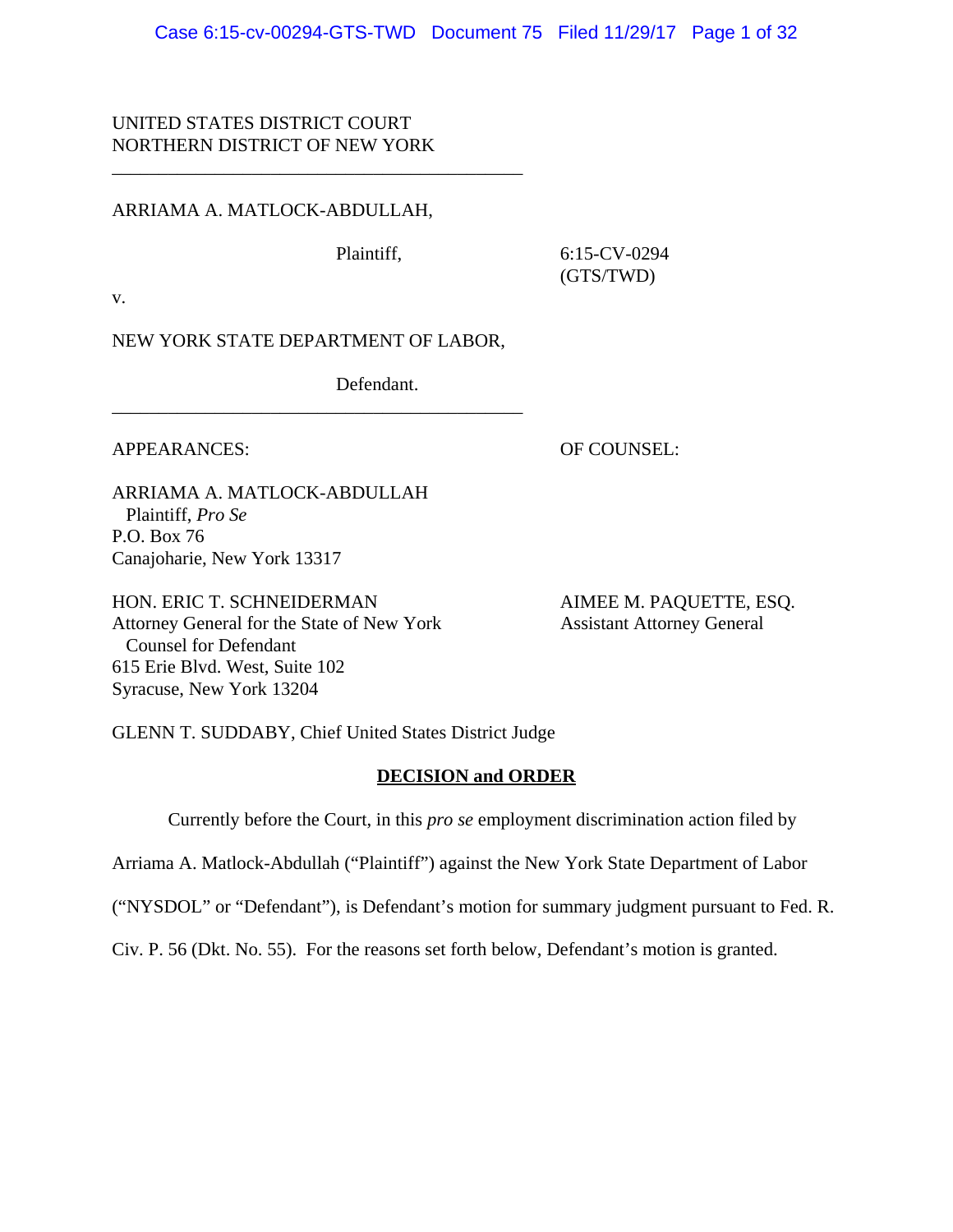UNITED STATES DISTRICT COURT
NORTHERN DISTRICT OF NEW YORK

---

ARRIAMA A. MATLOCK-ABDULLAH,

Plaintiff,

6:15-CV-0294
(GTS/TWD)

v.

NEW YORK STATE DEPARTMENT OF LABOR,

Defendant.

---

APPEARANCES: OF COUNSEL:

ARRIAMA A. MATLOCK-ABDULLAH
Plaintiff, *Pro Se*
P.O. Box 76
Canajoharie, New York 13317

HON. ERIC T. SCHNEIDERMAN
Attorney General for the State of New York
Counsel for Defendant
615 Erie Blvd. West, Suite 102
Syracuse, New York 13204

AIMEE M. PAQUETTE, ESQ.
Assistant Attorney General

GLENN T. SUDDABY, Chief United States District Judge

**DECISION and ORDER**

Currently before the Court, in this *pro se* employment discrimination action filed by Arriama A. Matlock-Abdullah ("Plaintiff") against the New York State Department of Labor ("NYSDOL" or "Defendant"), is Defendant's motion for summary judgment pursuant to Fed. R. Civ. P. 56 (Dkt. No. 55). For the reasons set forth below, Defendant's motion is granted.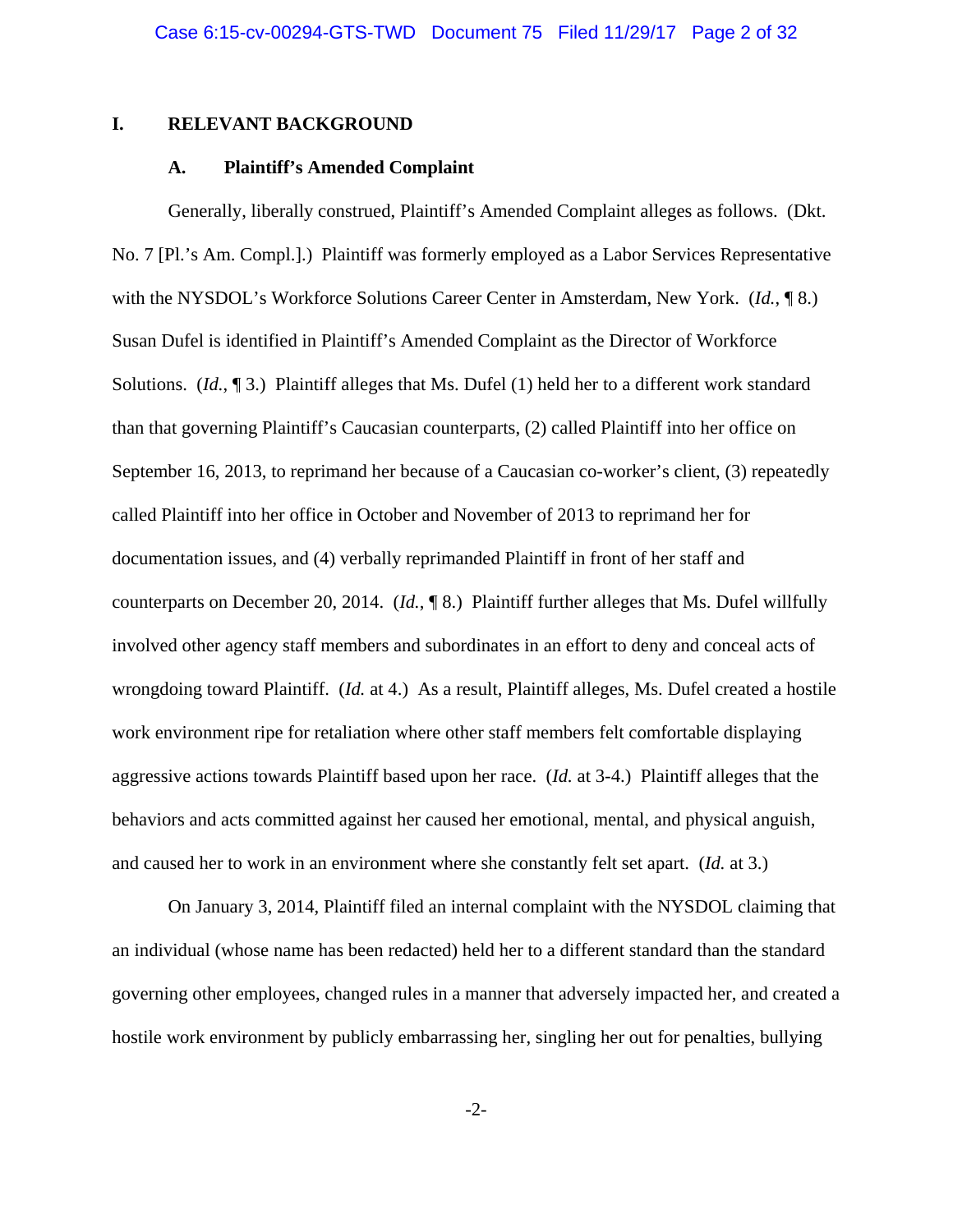## I. RELEVANT BACKGROUND

### A. Plaintiff's Amended Complaint

Generally, liberally construed, Plaintiff's Amended Complaint alleges as follows. (Dkt. No. 7 [Pl.'s Am. Compl.].) Plaintiff was formerly employed as a Labor Services Representative with the NYSDOL's Workforce Solutions Career Center in Amsterdam, New York. (*Id.*, ¶ 8.) Susan Dufel is identified in Plaintiff's Amended Complaint as the Director of Workforce Solutions. (*Id.*, ¶ 3.) Plaintiff alleges that Ms. Dufel (1) held her to a different work standard than that governing Plaintiff's Caucasian counterparts, (2) called Plaintiff into her office on September 16, 2013, to reprimand her because of a Caucasian co-worker's client, (3) repeatedly called Plaintiff into her office in October and November of 2013 to reprimand her for documentation issues, and (4) verbally reprimanded Plaintiff in front of her staff and counterparts on December 20, 2014. (*Id.*, ¶ 8.) Plaintiff further alleges that Ms. Dufel willfully involved other agency staff members and subordinates in an effort to deny and conceal acts of wrongdoing toward Plaintiff. (*Id.* at 4.) As a result, Plaintiff alleges, Ms. Dufel created a hostile work environment ripe for retaliation where other staff members felt comfortable displaying aggressive actions towards Plaintiff based upon her race. (*Id.* at 3-4.) Plaintiff alleges that the behaviors and acts committed against her caused her emotional, mental, and physical anguish, and caused her to work in an environment where she constantly felt set apart. (*Id.* at 3.)

On January 3, 2014, Plaintiff filed an internal complaint with the NYSDOL claiming that an individual (whose name has been redacted) held her to a different standard than the standard governing other employees, changed rules in a manner that adversely impacted her, and created a hostile work environment by publicly embarrassing her, singling her out for penalties, bullying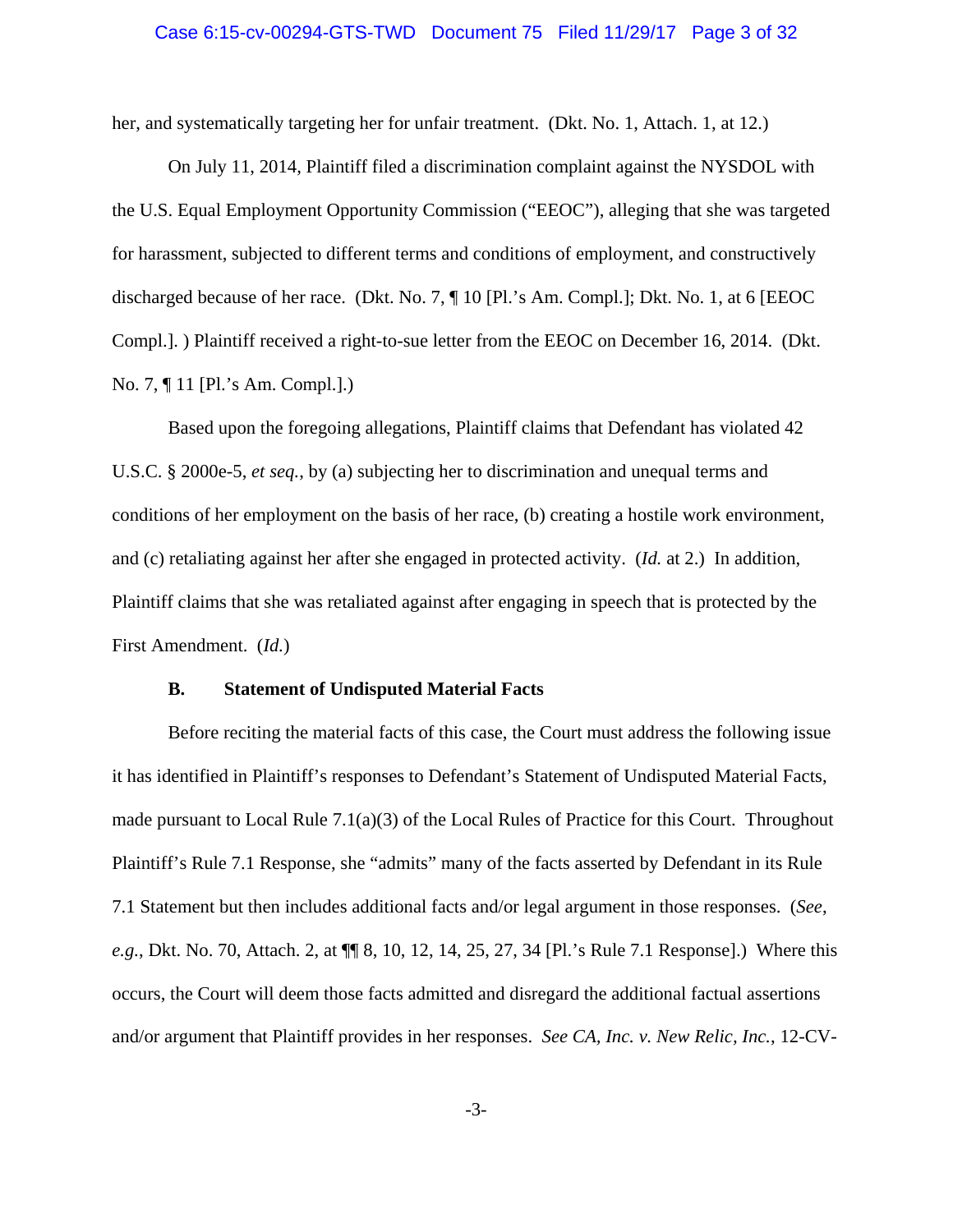her, and systematically targeting her for unfair treatment. (Dkt. No. 1, Attach. 1, at 12.)

On July 11, 2014, Plaintiff filed a discrimination complaint against the NYSDOL with the U.S. Equal Employment Opportunity Commission ("EEOC"), alleging that she was targeted for harassment, subjected to different terms and conditions of employment, and constructively discharged because of her race. (Dkt. No. 7, ¶ 10 [Pl.'s Am. Compl.]; Dkt. No. 1, at 6 [EEOC Compl.]. ) Plaintiff received a right-to-sue letter from the EEOC on December 16, 2014. (Dkt. No. 7, ¶ 11 [Pl.'s Am. Compl.].)

Based upon the foregoing allegations, Plaintiff claims that Defendant has violated 42 U.S.C. § 2000e-5, *et seq.*, by (a) subjecting her to discrimination and unequal terms and conditions of her employment on the basis of her race, (b) creating a hostile work environment, and (c) retaliating against her after she engaged in protected activity. (*Id.* at 2.) In addition, Plaintiff claims that she was retaliated against after engaging in speech that is protected by the First Amendment. (*Id.*)

### B. Statement of Undisputed Material Facts

Before reciting the material facts of this case, the Court must address the following issue it has identified in Plaintiff's responses to Defendant's Statement of Undisputed Material Facts, made pursuant to Local Rule 7.1(a)(3) of the Local Rules of Practice for this Court. Throughout Plaintiff's Rule 7.1 Response, she "admits" many of the facts asserted by Defendant in its Rule 7.1 Statement but then includes additional facts and/or legal argument in those responses. (*See, e.g.*, Dkt. No. 70, Attach. 2, at ¶¶ 8, 10, 12, 14, 25, 27, 34 [Pl.'s Rule 7.1 Response].) Where this occurs, the Court will deem those facts admitted and disregard the additional factual assertions and/or argument that Plaintiff provides in her responses. *See CA, Inc. v. New Relic, Inc.*, 12-CV-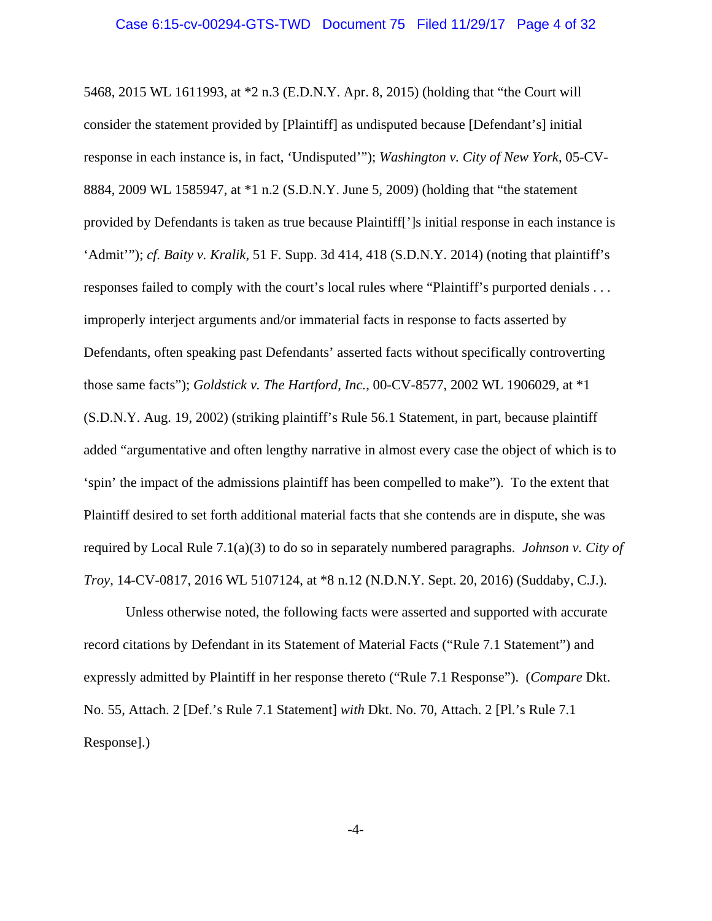5468, 2015 WL 1611993, at *2 n.3 (E.D.N.Y. Apr. 8, 2015) (holding that "the Court will consider the statement provided by [Plaintiff] as undisputed because [Defendant's] initial response in each instance is, in fact, 'Undisputed'"); *Washington v. City of New York*, 05-CV-8884, 2009 WL 1585947, at *1 n.2 (S.D.N.Y. June 5, 2009) (holding that "the statement provided by Defendants is taken as true because Plaintiff[']s initial response in each instance is 'Admit'"); *cf. Baity v. Kralik*, 51 F. Supp. 3d 414, 418 (S.D.N.Y. 2014) (noting that plaintiff's responses failed to comply with the court's local rules where "Plaintiff's purported denials . . . improperly interject arguments and/or immaterial facts in response to facts asserted by Defendants, often speaking past Defendants' asserted facts without specifically controverting those same facts"); *Goldstick v. The Hartford, Inc.*, 00-CV-8577, 2002 WL 1906029, at *1 (S.D.N.Y. Aug. 19, 2002) (striking plaintiff's Rule 56.1 Statement, in part, because plaintiff added "argumentative and often lengthy narrative in almost every case the object of which is to 'spin' the impact of the admissions plaintiff has been compelled to make"). To the extent that Plaintiff desired to set forth additional material facts that she contends are in dispute, she was required by Local Rule 7.1(a)(3) to do so in separately numbered paragraphs. *Johnson v. City of Troy*, 14-CV-0817, 2016 WL 5107124, at *8 n.12 (N.D.N.Y. Sept. 20, 2016) (Suddaby, C.J.).

Unless otherwise noted, the following facts were asserted and supported with accurate record citations by Defendant in its Statement of Material Facts ("Rule 7.1 Statement") and expressly admitted by Plaintiff in her response thereto ("Rule 7.1 Response"). (*Compare* Dkt. No. 55, Attach. 2 [Def.'s Rule 7.1 Statement] *with* Dkt. No. 70, Attach. 2 [Pl.'s Rule 7.1 Response].)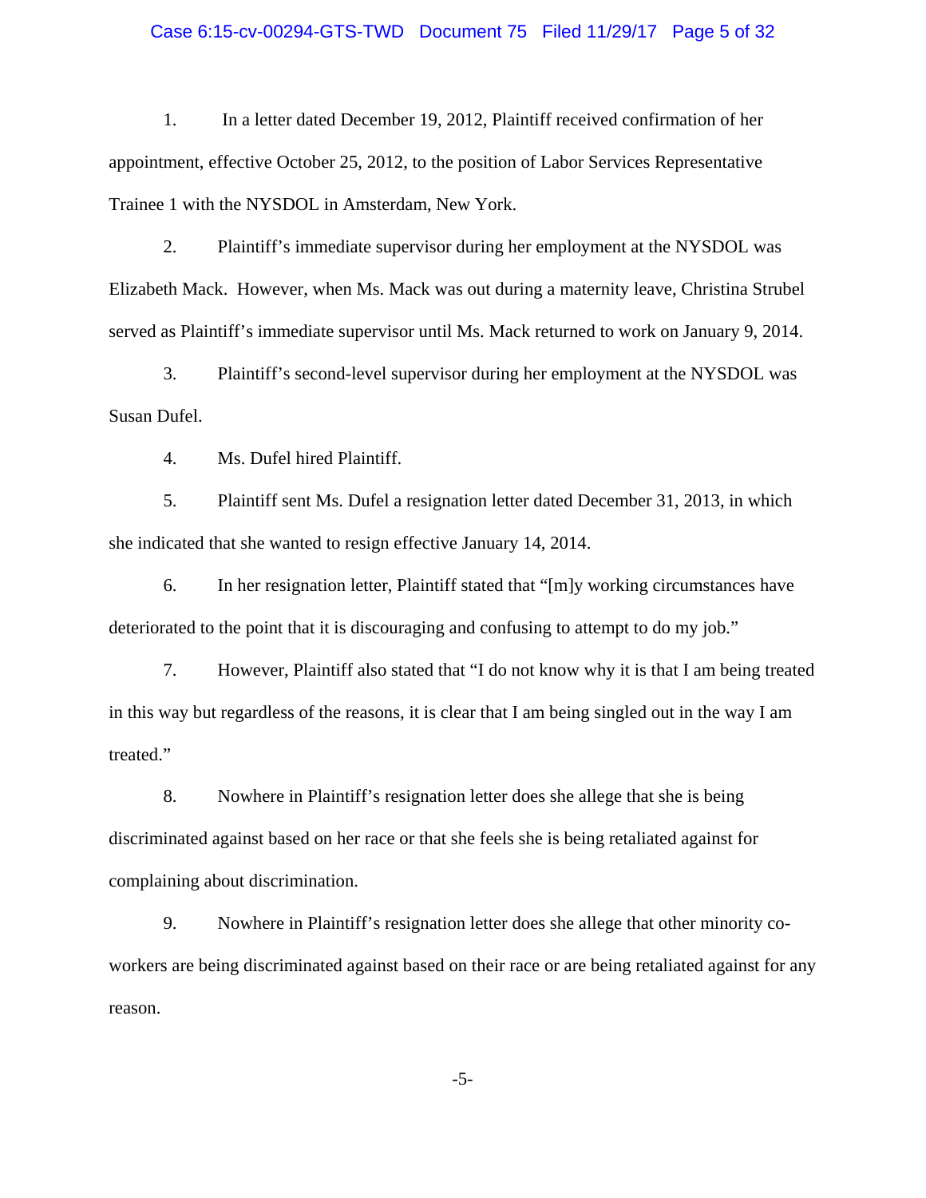1. In a letter dated December 19, 2012, Plaintiff received confirmation of her appointment, effective October 25, 2012, to the position of Labor Services Representative Trainee 1 with the NYSDOL in Amsterdam, New York.

2. Plaintiff's immediate supervisor during her employment at the NYSDOL was Elizabeth Mack. However, when Ms. Mack was out during a maternity leave, Christina Strubel served as Plaintiff's immediate supervisor until Ms. Mack returned to work on January 9, 2014.

3. Plaintiff's second-level supervisor during her employment at the NYSDOL was Susan Dufel.

4. Ms. Dufel hired Plaintiff.

5. Plaintiff sent Ms. Dufel a resignation letter dated December 31, 2013, in which she indicated that she wanted to resign effective January 14, 2014.

6. In her resignation letter, Plaintiff stated that "[m]y working circumstances have deteriorated to the point that it is discouraging and confusing to attempt to do my job."

7. However, Plaintiff also stated that "I do not know why it is that I am being treated in this way but regardless of the reasons, it is clear that I am being singled out in the way I am treated."

8. Nowhere in Plaintiff's resignation letter does she allege that she is being discriminated against based on her race or that she feels she is being retaliated against for complaining about discrimination.

9. Nowhere in Plaintiff's resignation letter does she allege that other minority co-workers are being discriminated against based on their race or are being retaliated against for any reason.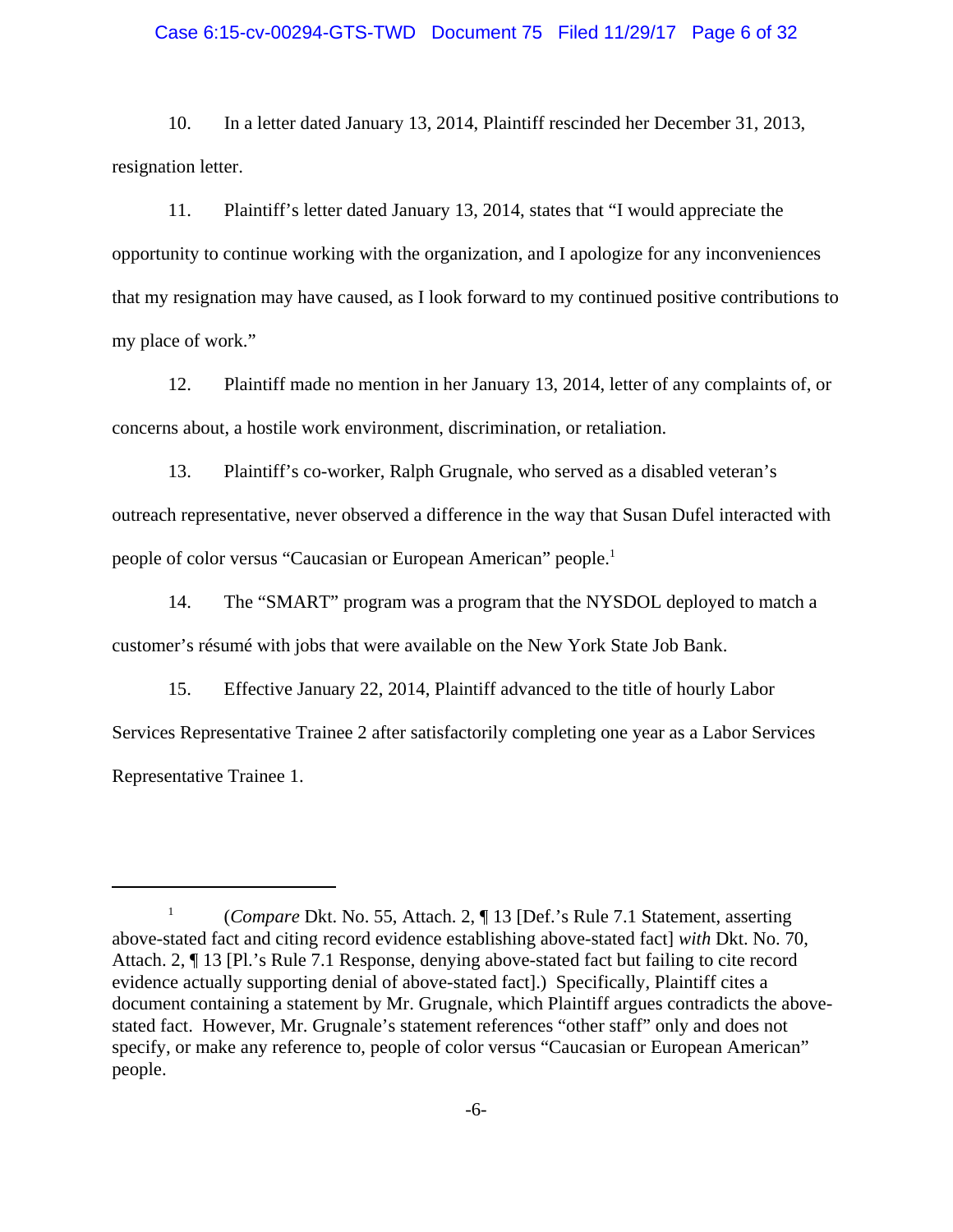10. In a letter dated January 13, 2014, Plaintiff rescinded her December 31, 2013, resignation letter.

11. Plaintiff's letter dated January 13, 2014, states that "I would appreciate the opportunity to continue working with the organization, and I apologize for any inconveniences that my resignation may have caused, as I look forward to my continued positive contributions to my place of work."

12. Plaintiff made no mention in her January 13, 2014, letter of any complaints of, or concerns about, a hostile work environment, discrimination, or retaliation.

13. Plaintiff's co-worker, Ralph Grugnale, who served as a disabled veteran's outreach representative, never observed a difference in the way that Susan Dufel interacted with people of color versus "Caucasian or European American" people.[1]

14. The "SMART" program was a program that the NYSDOL deployed to match a customer's résumé with jobs that were available on the New York State Job Bank.

15. Effective January 22, 2014, Plaintiff advanced to the title of hourly Labor Services Representative Trainee 2 after satisfactorily completing one year as a Labor Services Representative Trainee 1.

---

[1] (*Compare* Dkt. No. 55, Attach. 2, ¶ 13 [Def.'s Rule 7.1 Statement, asserting above-stated fact and citing record evidence establishing above-stated fact] *with* Dkt. No. 70, Attach. 2, ¶ 13 [Pl.'s Rule 7.1 Response, denying above-stated fact but failing to cite record evidence actually supporting denial of above-stated fact].) Specifically, Plaintiff cites a document containing a statement by Mr. Grugnale, which Plaintiff argues contradicts the above-stated fact. However, Mr. Grugnale's statement references "other staff" only and does not specify, or make any reference to, people of color versus "Caucasian or European American" people.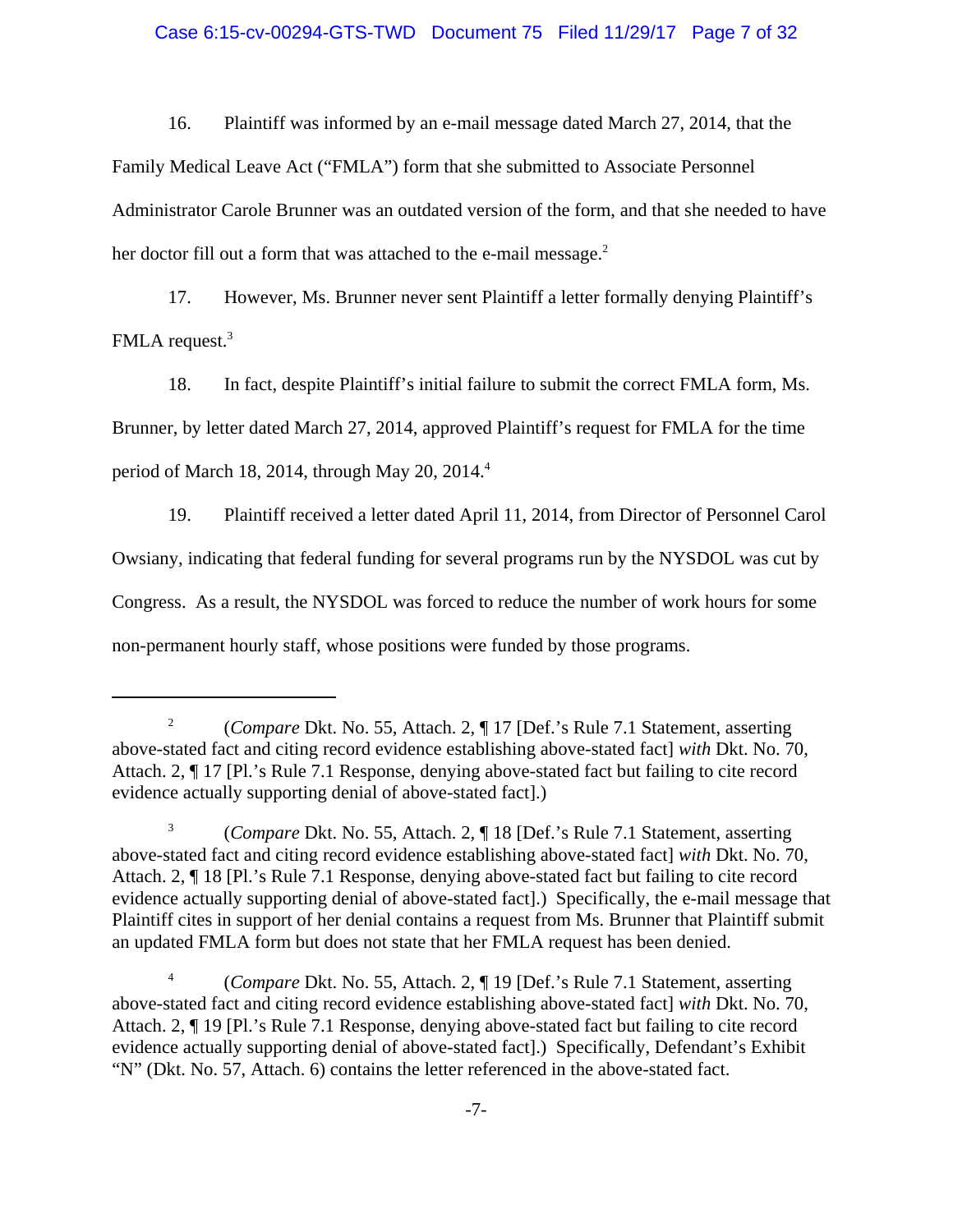16. Plaintiff was informed by an e-mail message dated March 27, 2014, that the Family Medical Leave Act ("FMLA") form that she submitted to Associate Personnel Administrator Carole Brunner was an outdated version of the form, and that she needed to have her doctor fill out a form that was attached to the e-mail message.[2]

17. However, Ms. Brunner never sent Plaintiff a letter formally denying Plaintiff's FMLA request.[3]

18. In fact, despite Plaintiff's initial failure to submit the correct FMLA form, Ms. Brunner, by letter dated March 27, 2014, approved Plaintiff's request for FMLA for the time period of March 18, 2014, through May 20, 2014.[4]

19. Plaintiff received a letter dated April 11, 2014, from Director of Personnel Carol Owsiany, indicating that federal funding for several programs run by the NYSDOL was cut by Congress. As a result, the NYSDOL was forced to reduce the number of work hours for some non-permanent hourly staff, whose positions were funded by those programs.

---

[2] (*Compare* Dkt. No. 55, Attach. 2, ¶ 17 [Def.'s Rule 7.1 Statement, asserting above-stated fact and citing record evidence establishing above-stated fact] *with* Dkt. No. 70, Attach. 2, ¶ 17 [Pl.'s Rule 7.1 Response, denying above-stated fact but failing to cite record evidence actually supporting denial of above-stated fact].)

[3] (*Compare* Dkt. No. 55, Attach. 2, ¶ 18 [Def.'s Rule 7.1 Statement, asserting above-stated fact and citing record evidence establishing above-stated fact] *with* Dkt. No. 70, Attach. 2, ¶ 18 [Pl.'s Rule 7.1 Response, denying above-stated fact but failing to cite record evidence actually supporting denial of above-stated fact].) Specifically, the e-mail message that Plaintiff cites in support of her denial contains a request from Ms. Brunner that Plaintiff submit an updated FMLA form but does not state that her FMLA request has been denied.

[4] (*Compare* Dkt. No. 55, Attach. 2, ¶ 19 [Def.'s Rule 7.1 Statement, asserting above-stated fact and citing record evidence establishing above-stated fact] *with* Dkt. No. 70, Attach. 2, ¶ 19 [Pl.'s Rule 7.1 Response, denying above-stated fact but failing to cite record evidence actually supporting denial of above-stated fact].) Specifically, Defendant's Exhibit "N" (Dkt. No. 57, Attach. 6) contains the letter referenced in the above-stated fact.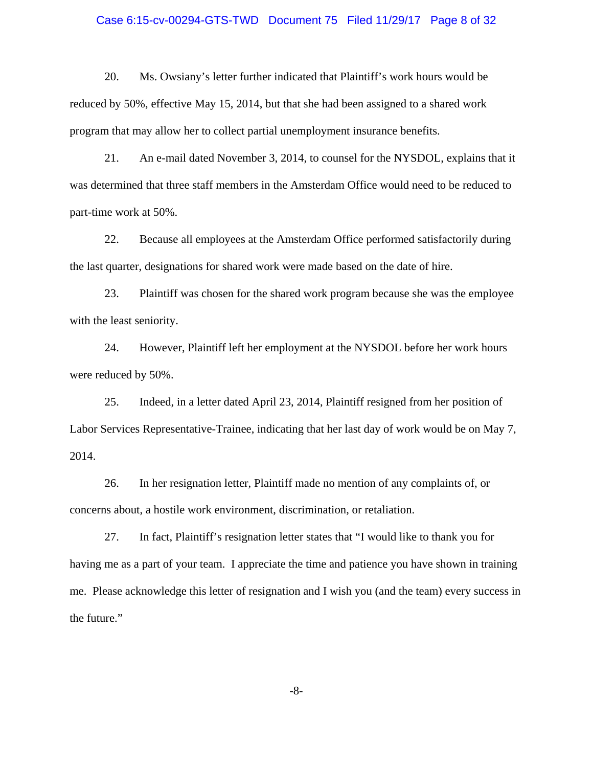20. Ms. Owsiany's letter further indicated that Plaintiff's work hours would be reduced by 50%, effective May 15, 2014, but that she had been assigned to a shared work program that may allow her to collect partial unemployment insurance benefits.

21. An e-mail dated November 3, 2014, to counsel for the NYSDOL, explains that it was determined that three staff members in the Amsterdam Office would need to be reduced to part-time work at 50%.

22. Because all employees at the Amsterdam Office performed satisfactorily during the last quarter, designations for shared work were made based on the date of hire.

23. Plaintiff was chosen for the shared work program because she was the employee with the least seniority.

24. However, Plaintiff left her employment at the NYSDOL before her work hours were reduced by 50%.

25. Indeed, in a letter dated April 23, 2014, Plaintiff resigned from her position of Labor Services Representative-Trainee, indicating that her last day of work would be on May 7, 2014.

26. In her resignation letter, Plaintiff made no mention of any complaints of, or concerns about, a hostile work environment, discrimination, or retaliation.

27. In fact, Plaintiff's resignation letter states that "I would like to thank you for having me as a part of your team. I appreciate the time and patience you have shown in training me. Please acknowledge this letter of resignation and I wish you (and the team) every success in the future."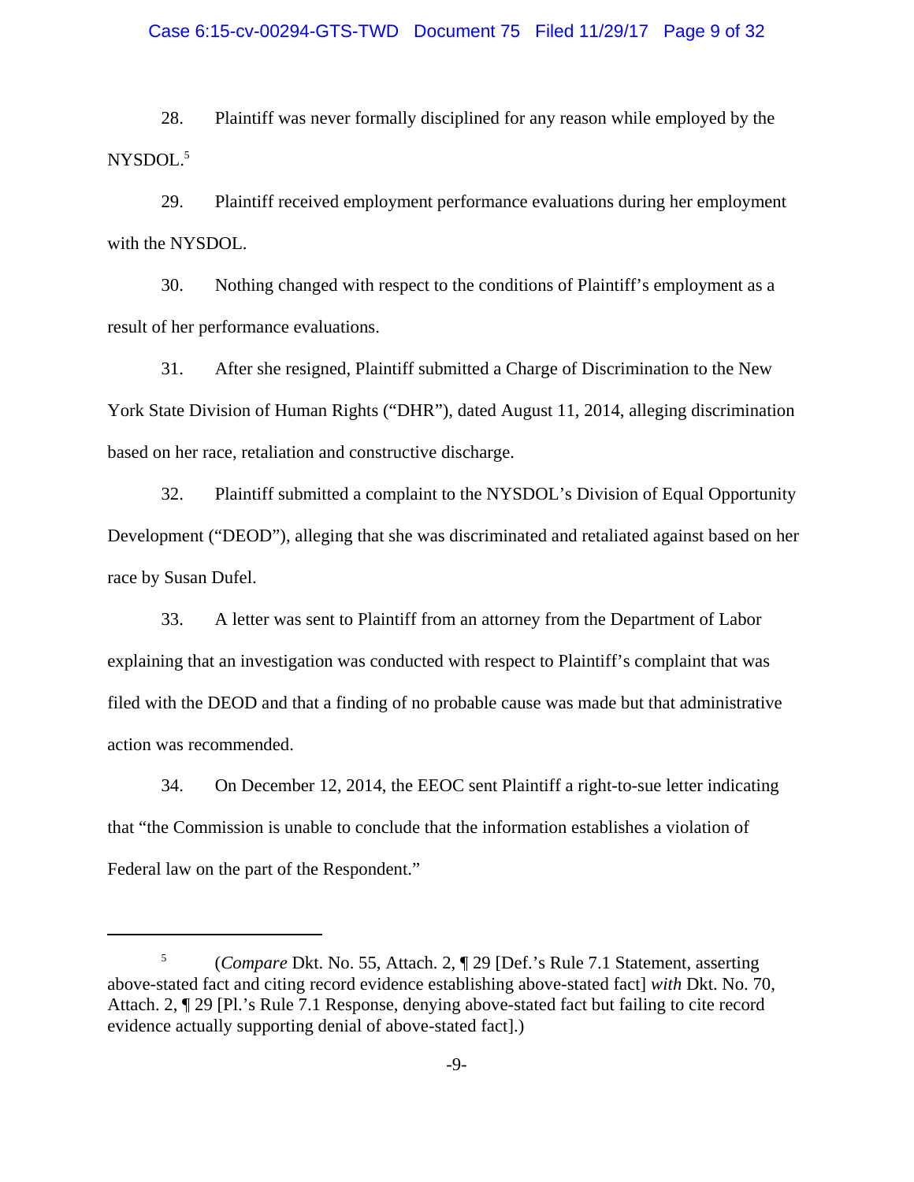28. Plaintiff was never formally disciplined for any reason while employed by the NYSDOL.[5]

29. Plaintiff received employment performance evaluations during her employment with the NYSDOL.

30. Nothing changed with respect to the conditions of Plaintiff's employment as a result of her performance evaluations.

31. After she resigned, Plaintiff submitted a Charge of Discrimination to the New York State Division of Human Rights ("DHR"), dated August 11, 2014, alleging discrimination based on her race, retaliation and constructive discharge.

32. Plaintiff submitted a complaint to the NYSDOL's Division of Equal Opportunity Development ("DEOD"), alleging that she was discriminated and retaliated against based on her race by Susan Dufel.

33. A letter was sent to Plaintiff from an attorney from the Department of Labor explaining that an investigation was conducted with respect to Plaintiff's complaint that was filed with the DEOD and that a finding of no probable cause was made but that administrative action was recommended.

34. On December 12, 2014, the EEOC sent Plaintiff a right-to-sue letter indicating that "the Commission is unable to conclude that the information establishes a violation of Federal law on the part of the Respondent."

---

[5] (*Compare* Dkt. No. 55, Attach. 2, ¶ 29 [Def.'s Rule 7.1 Statement, asserting above-stated fact and citing record evidence establishing above-stated fact] *with* Dkt. No. 70, Attach. 2, ¶ 29 [Pl.'s Rule 7.1 Response, denying above-stated fact but failing to cite record evidence actually supporting denial of above-stated fact].)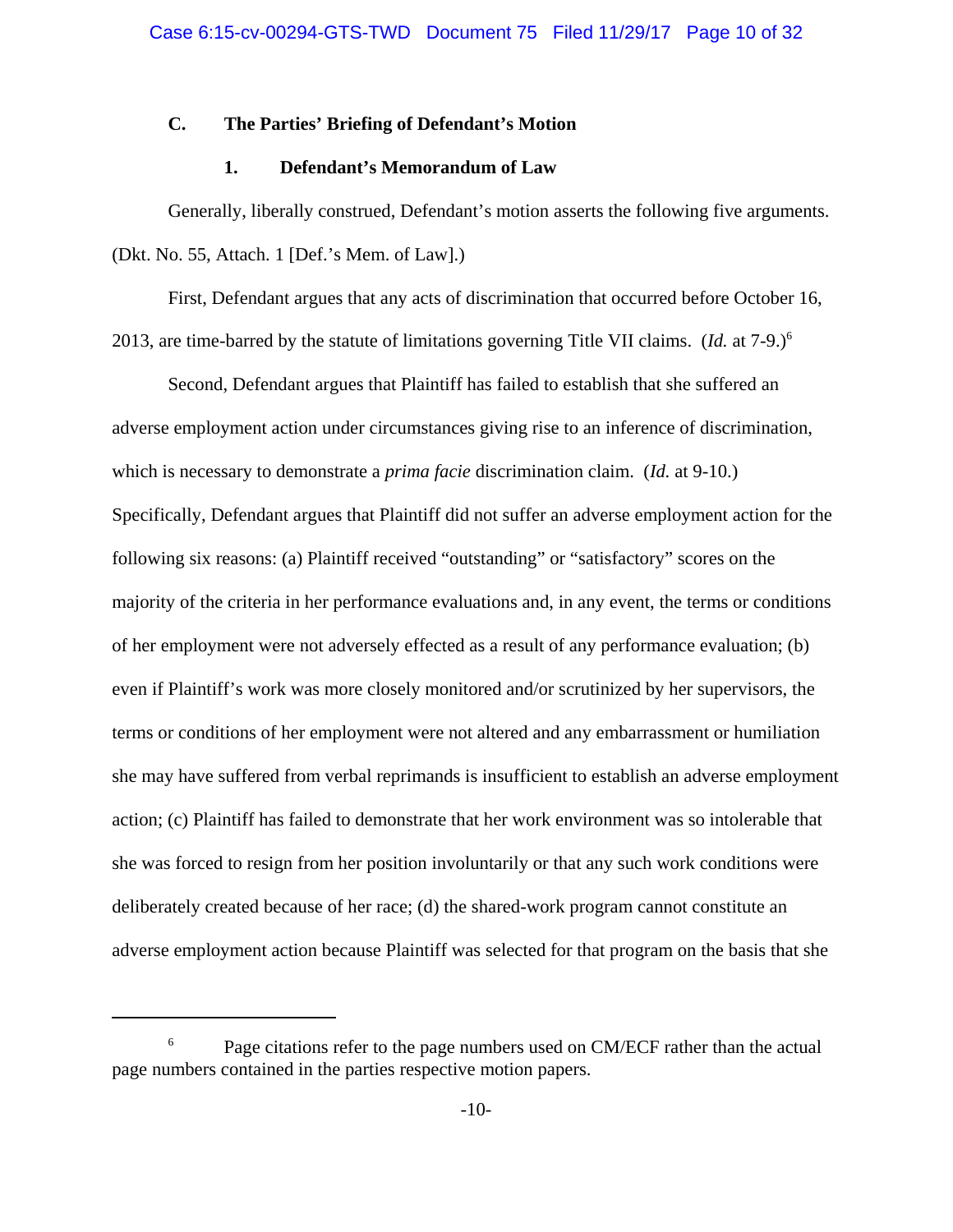### C. The Parties' Briefing of Defendant's Motion

#### 1. Defendant's Memorandum of Law

Generally, liberally construed, Defendant's motion asserts the following five arguments. (Dkt. No. 55, Attach. 1 [Def.'s Mem. of Law].)

First, Defendant argues that any acts of discrimination that occurred before October 16, 2013, are time-barred by the statute of limitations governing Title VII claims. (*Id.* at 7-9.)[6]

Second, Defendant argues that Plaintiff has failed to establish that she suffered an adverse employment action under circumstances giving rise to an inference of discrimination, which is necessary to demonstrate a *prima facie* discrimination claim. (*Id.* at 9-10.) Specifically, Defendant argues that Plaintiff did not suffer an adverse employment action for the following six reasons: (a) Plaintiff received "outstanding" or "satisfactory" scores on the majority of the criteria in her performance evaluations and, in any event, the terms or conditions of her employment were not adversely effected as a result of any performance evaluation; (b) even if Plaintiff's work was more closely monitored and/or scrutinized by her supervisors, the terms or conditions of her employment were not altered and any embarrassment or humiliation she may have suffered from verbal reprimands is insufficient to establish an adverse employment action; (c) Plaintiff has failed to demonstrate that her work environment was so intolerable that she was forced to resign from her position involuntarily or that any such work conditions were deliberately created because of her race; (d) the shared-work program cannot constitute an adverse employment action because Plaintiff was selected for that program on the basis that she

---

[6] Page citations refer to the page numbers used on CM/ECF rather than the actual page numbers contained in the parties respective motion papers.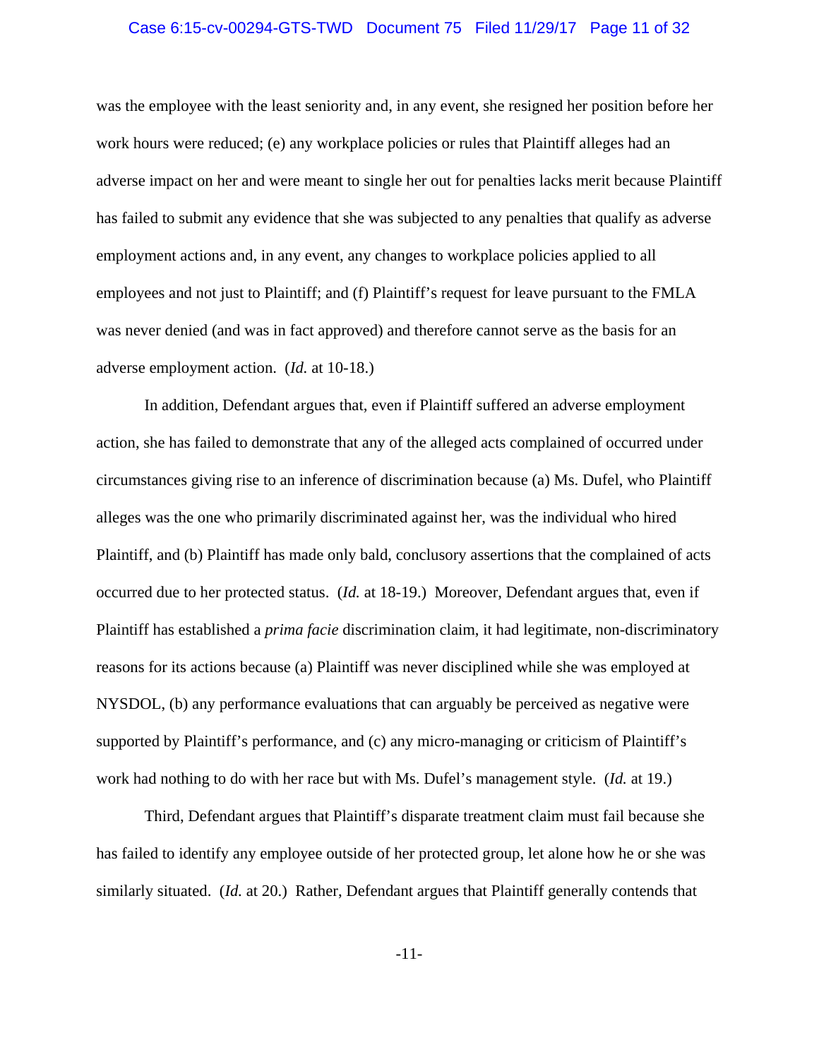was the employee with the least seniority and, in any event, she resigned her position before her work hours were reduced; (e) any workplace policies or rules that Plaintiff alleges had an adverse impact on her and were meant to single her out for penalties lacks merit because Plaintiff has failed to submit any evidence that she was subjected to any penalties that qualify as adverse employment actions and, in any event, any changes to workplace policies applied to all employees and not just to Plaintiff; and (f) Plaintiff's request for leave pursuant to the FMLA was never denied (and was in fact approved) and therefore cannot serve as the basis for an adverse employment action. (*Id.* at 10-18.)

In addition, Defendant argues that, even if Plaintiff suffered an adverse employment action, she has failed to demonstrate that any of the alleged acts complained of occurred under circumstances giving rise to an inference of discrimination because (a) Ms. Dufel, who Plaintiff alleges was the one who primarily discriminated against her, was the individual who hired Plaintiff, and (b) Plaintiff has made only bald, conclusory assertions that the complained of acts occurred due to her protected status. (*Id.* at 18-19.) Moreover, Defendant argues that, even if Plaintiff has established a *prima facie* discrimination claim, it had legitimate, non-discriminatory reasons for its actions because (a) Plaintiff was never disciplined while she was employed at NYSDOL, (b) any performance evaluations that can arguably be perceived as negative were supported by Plaintiff's performance, and (c) any micro-managing or criticism of Plaintiff's work had nothing to do with her race but with Ms. Dufel's management style. (*Id.* at 19.)

Third, Defendant argues that Plaintiff's disparate treatment claim must fail because she has failed to identify any employee outside of her protected group, let alone how he or she was similarly situated. (*Id.* at 20.) Rather, Defendant argues that Plaintiff generally contends that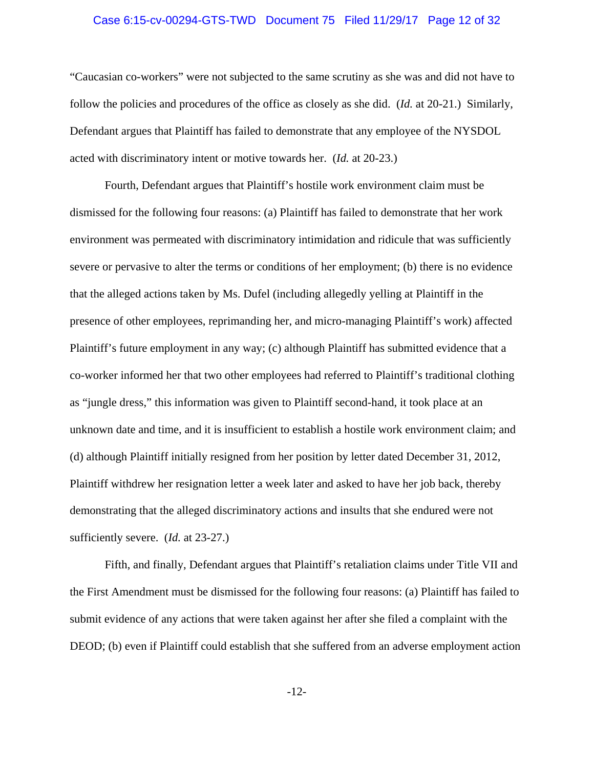"Caucasian co-workers" were not subjected to the same scrutiny as she was and did not have to follow the policies and procedures of the office as closely as she did. (*Id.* at 20-21.) Similarly, Defendant argues that Plaintiff has failed to demonstrate that any employee of the NYSDOL acted with discriminatory intent or motive towards her. (*Id.* at 20-23.)

Fourth, Defendant argues that Plaintiff's hostile work environment claim must be dismissed for the following four reasons: (a) Plaintiff has failed to demonstrate that her work environment was permeated with discriminatory intimidation and ridicule that was sufficiently severe or pervasive to alter the terms or conditions of her employment; (b) there is no evidence that the alleged actions taken by Ms. Dufel (including allegedly yelling at Plaintiff in the presence of other employees, reprimanding her, and micro-managing Plaintiff's work) affected Plaintiff's future employment in any way; (c) although Plaintiff has submitted evidence that a co-worker informed her that two other employees had referred to Plaintiff's traditional clothing as "jungle dress," this information was given to Plaintiff second-hand, it took place at an unknown date and time, and it is insufficient to establish a hostile work environment claim; and (d) although Plaintiff initially resigned from her position by letter dated December 31, 2012, Plaintiff withdrew her resignation letter a week later and asked to have her job back, thereby demonstrating that the alleged discriminatory actions and insults that she endured were not sufficiently severe. (*Id.* at 23-27.)

Fifth, and finally, Defendant argues that Plaintiff's retaliation claims under Title VII and the First Amendment must be dismissed for the following four reasons: (a) Plaintiff has failed to submit evidence of any actions that were taken against her after she filed a complaint with the DEOD; (b) even if Plaintiff could establish that she suffered from an adverse employment action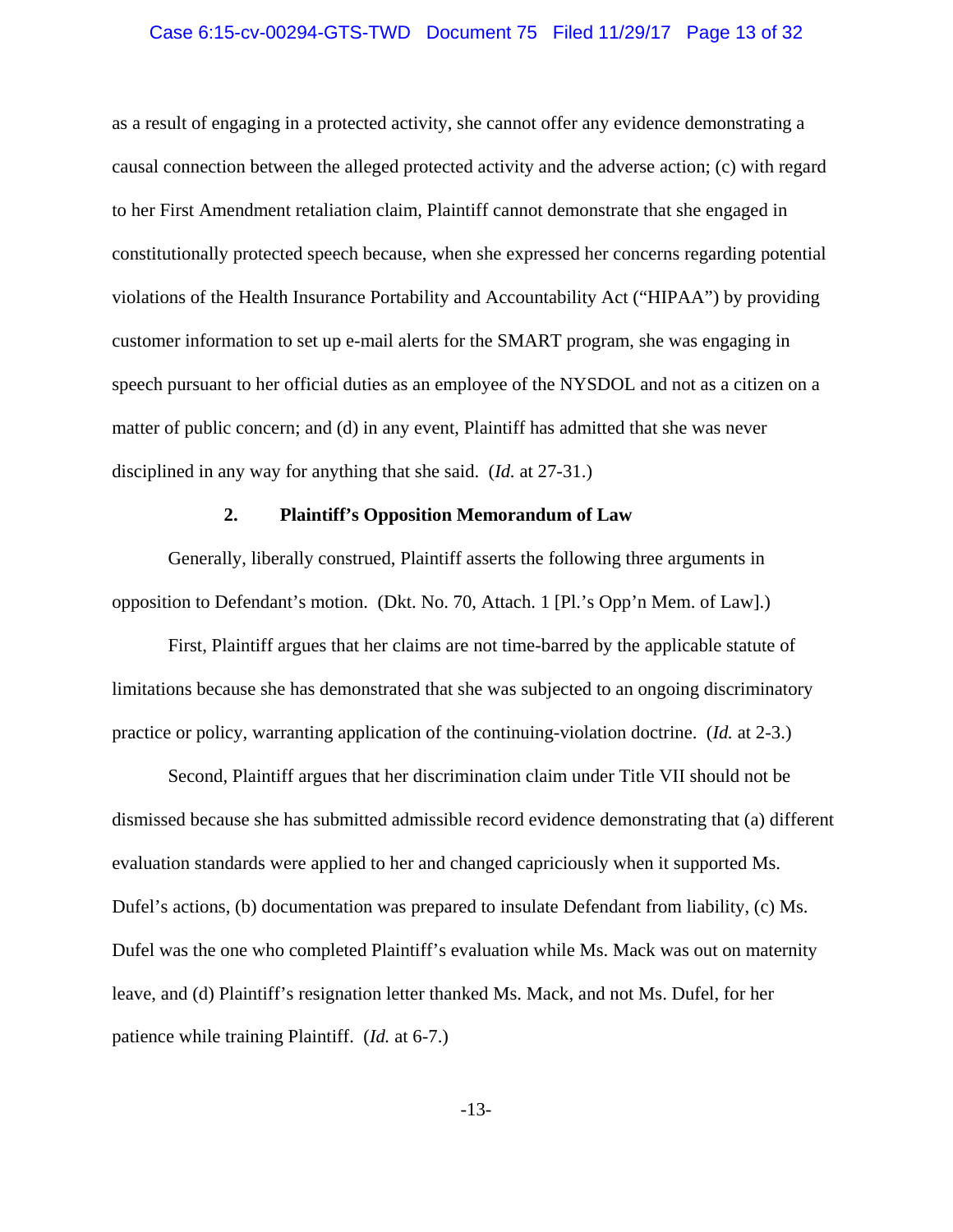as a result of engaging in a protected activity, she cannot offer any evidence demonstrating a causal connection between the alleged protected activity and the adverse action; (c) with regard to her First Amendment retaliation claim, Plaintiff cannot demonstrate that she engaged in constitutionally protected speech because, when she expressed her concerns regarding potential violations of the Health Insurance Portability and Accountability Act ("HIPAA") by providing customer information to set up e-mail alerts for the SMART program, she was engaging in speech pursuant to her official duties as an employee of the NYSDOL and not as a citizen on a matter of public concern; and (d) in any event, Plaintiff has admitted that she was never disciplined in any way for anything that she said. (*Id.* at 27-31.)

### 2. Plaintiff's Opposition Memorandum of Law

Generally, liberally construed, Plaintiff asserts the following three arguments in opposition to Defendant's motion. (Dkt. No. 70, Attach. 1 [Pl.'s Opp'n Mem. of Law].)

First, Plaintiff argues that her claims are not time-barred by the applicable statute of limitations because she has demonstrated that she was subjected to an ongoing discriminatory practice or policy, warranting application of the continuing-violation doctrine. (*Id.* at 2-3.)

Second, Plaintiff argues that her discrimination claim under Title VII should not be dismissed because she has submitted admissible record evidence demonstrating that (a) different evaluation standards were applied to her and changed capriciously when it supported Ms. Dufel's actions, (b) documentation was prepared to insulate Defendant from liability, (c) Ms. Dufel was the one who completed Plaintiff's evaluation while Ms. Mack was out on maternity leave, and (d) Plaintiff's resignation letter thanked Ms. Mack, and not Ms. Dufel, for her patience while training Plaintiff. (*Id.* at 6-7.)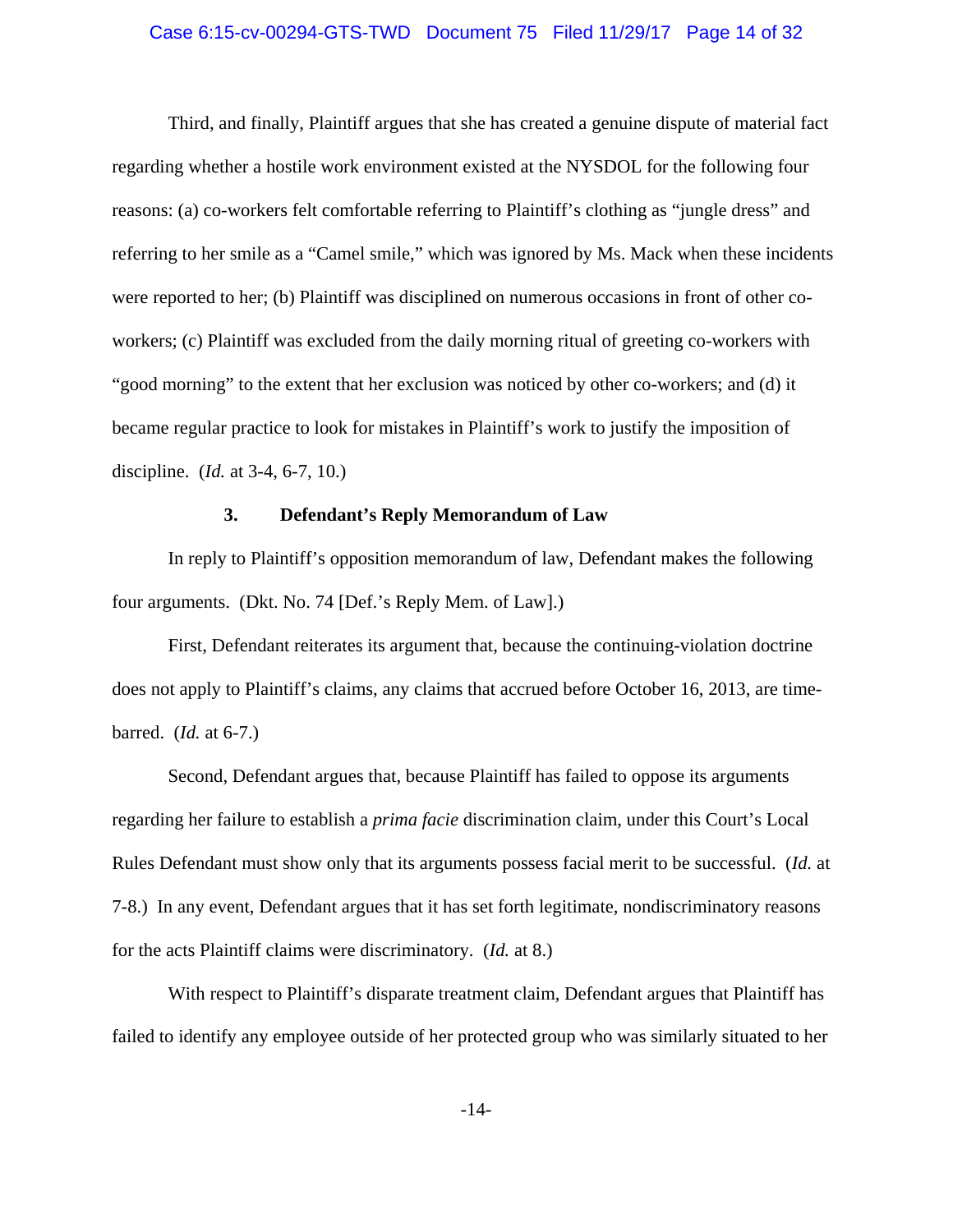Third, and finally, Plaintiff argues that she has created a genuine dispute of material fact regarding whether a hostile work environment existed at the NYSDOL for the following four reasons: (a) co-workers felt comfortable referring to Plaintiff's clothing as "jungle dress" and referring to her smile as a "Camel smile," which was ignored by Ms. Mack when these incidents were reported to her; (b) Plaintiff was disciplined on numerous occasions in front of other co-workers; (c) Plaintiff was excluded from the daily morning ritual of greeting co-workers with "good morning" to the extent that her exclusion was noticed by other co-workers; and (d) it became regular practice to look for mistakes in Plaintiff's work to justify the imposition of discipline. (*Id.* at 3-4, 6-7, 10.)

### 3. Defendant's Reply Memorandum of Law

In reply to Plaintiff's opposition memorandum of law, Defendant makes the following four arguments. (Dkt. No. 74 [Def.'s Reply Mem. of Law].)

First, Defendant reiterates its argument that, because the continuing-violation doctrine does not apply to Plaintiff's claims, any claims that accrued before October 16, 2013, are time-barred. (*Id.* at 6-7.)

Second, Defendant argues that, because Plaintiff has failed to oppose its arguments regarding her failure to establish a *prima facie* discrimination claim, under this Court's Local Rules Defendant must show only that its arguments possess facial merit to be successful. (*Id.* at 7-8.) In any event, Defendant argues that it has set forth legitimate, nondiscriminatory reasons for the acts Plaintiff claims were discriminatory. (*Id.* at 8.)

With respect to Plaintiff's disparate treatment claim, Defendant argues that Plaintiff has failed to identify any employee outside of her protected group who was similarly situated to her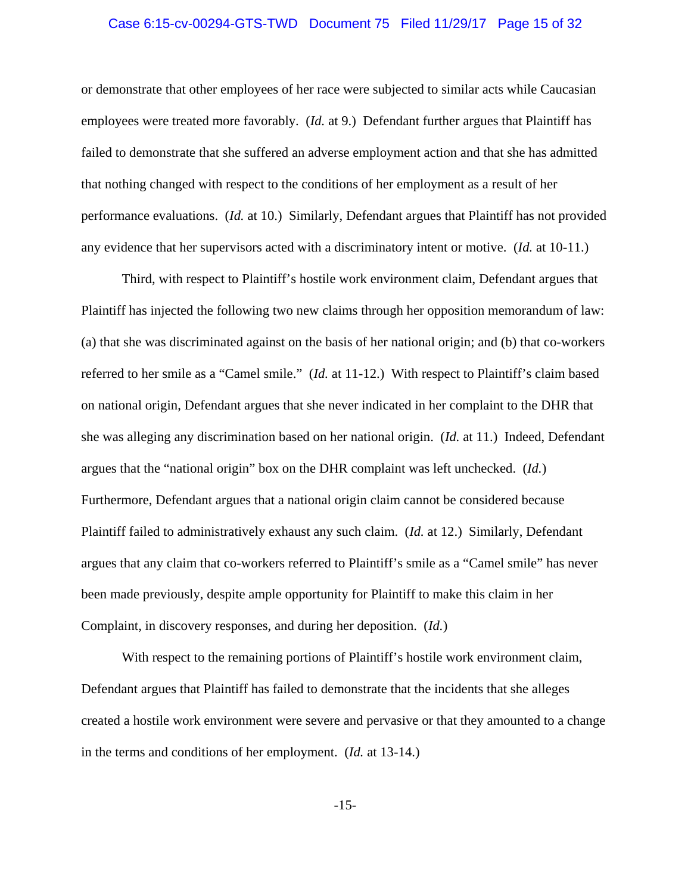or demonstrate that other employees of her race were subjected to similar acts while Caucasian employees were treated more favorably. (*Id.* at 9.) Defendant further argues that Plaintiff has failed to demonstrate that she suffered an adverse employment action and that she has admitted that nothing changed with respect to the conditions of her employment as a result of her performance evaluations. (*Id.* at 10.) Similarly, Defendant argues that Plaintiff has not provided any evidence that her supervisors acted with a discriminatory intent or motive. (*Id.* at 10-11.)

Third, with respect to Plaintiff's hostile work environment claim, Defendant argues that Plaintiff has injected the following two new claims through her opposition memorandum of law: (a) that she was discriminated against on the basis of her national origin; and (b) that co-workers referred to her smile as a "Camel smile." (*Id.* at 11-12.) With respect to Plaintiff's claim based on national origin, Defendant argues that she never indicated in her complaint to the DHR that she was alleging any discrimination based on her national origin. (*Id.* at 11.) Indeed, Defendant argues that the "national origin" box on the DHR complaint was left unchecked. (*Id.*) Furthermore, Defendant argues that a national origin claim cannot be considered because Plaintiff failed to administratively exhaust any such claim. (*Id.* at 12.) Similarly, Defendant argues that any claim that co-workers referred to Plaintiff's smile as a "Camel smile" has never been made previously, despite ample opportunity for Plaintiff to make this claim in her Complaint, in discovery responses, and during her deposition. (*Id.*)

With respect to the remaining portions of Plaintiff's hostile work environment claim, Defendant argues that Plaintiff has failed to demonstrate that the incidents that she alleges created a hostile work environment were severe and pervasive or that they amounted to a change in the terms and conditions of her employment. (*Id.* at 13-14.)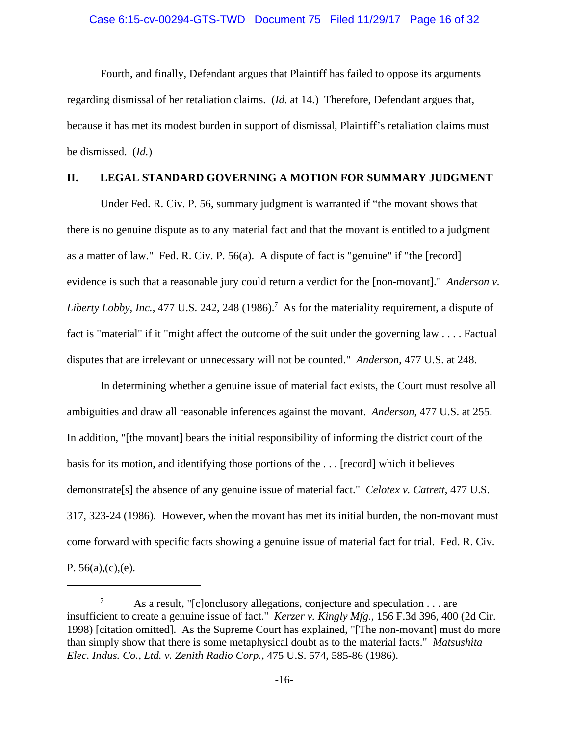Fourth, and finally, Defendant argues that Plaintiff has failed to oppose its arguments regarding dismissal of her retaliation claims. (*Id.* at 14.) Therefore, Defendant argues that, because it has met its modest burden in support of dismissal, Plaintiff's retaliation claims must be dismissed. (*Id.*)

## II. LEGAL STANDARD GOVERNING A MOTION FOR SUMMARY JUDGMENT

Under Fed. R. Civ. P. 56, summary judgment is warranted if "the movant shows that there is no genuine dispute as to any material fact and that the movant is entitled to a judgment as a matter of law." Fed. R. Civ. P. 56(a). A dispute of fact is "genuine" if "the [record] evidence is such that a reasonable jury could return a verdict for the [non-movant]." *Anderson v. Liberty Lobby, Inc.*, 477 U.S. 242, 248 (1986).[7] As for the materiality requirement, a dispute of fact is "material" if it "might affect the outcome of the suit under the governing law . . . . Factual disputes that are irrelevant or unnecessary will not be counted." *Anderson*, 477 U.S. at 248.

In determining whether a genuine issue of material fact exists, the Court must resolve all ambiguities and draw all reasonable inferences against the movant. *Anderson*, 477 U.S. at 255. In addition, "[the movant] bears the initial responsibility of informing the district court of the basis for its motion, and identifying those portions of the . . . [record] which it believes demonstrate[s] the absence of any genuine issue of material fact." *Celotex v. Catrett*, 477 U.S. 317, 323-24 (1986). However, when the movant has met its initial burden, the non-movant must come forward with specific facts showing a genuine issue of material fact for trial. Fed. R. Civ. P. 56(a),(c),(e).

---

[7] As a result, "[c]onclusory allegations, conjecture and speculation . . . are insufficient to create a genuine issue of fact." *Kerzer v. Kingly Mfg.*, 156 F.3d 396, 400 (2d Cir. 1998) [citation omitted]. As the Supreme Court has explained, "[The non-movant] must do more than simply show that there is some metaphysical doubt as to the material facts." *Matsushita Elec. Indus. Co., Ltd. v. Zenith Radio Corp.*, 475 U.S. 574, 585-86 (1986).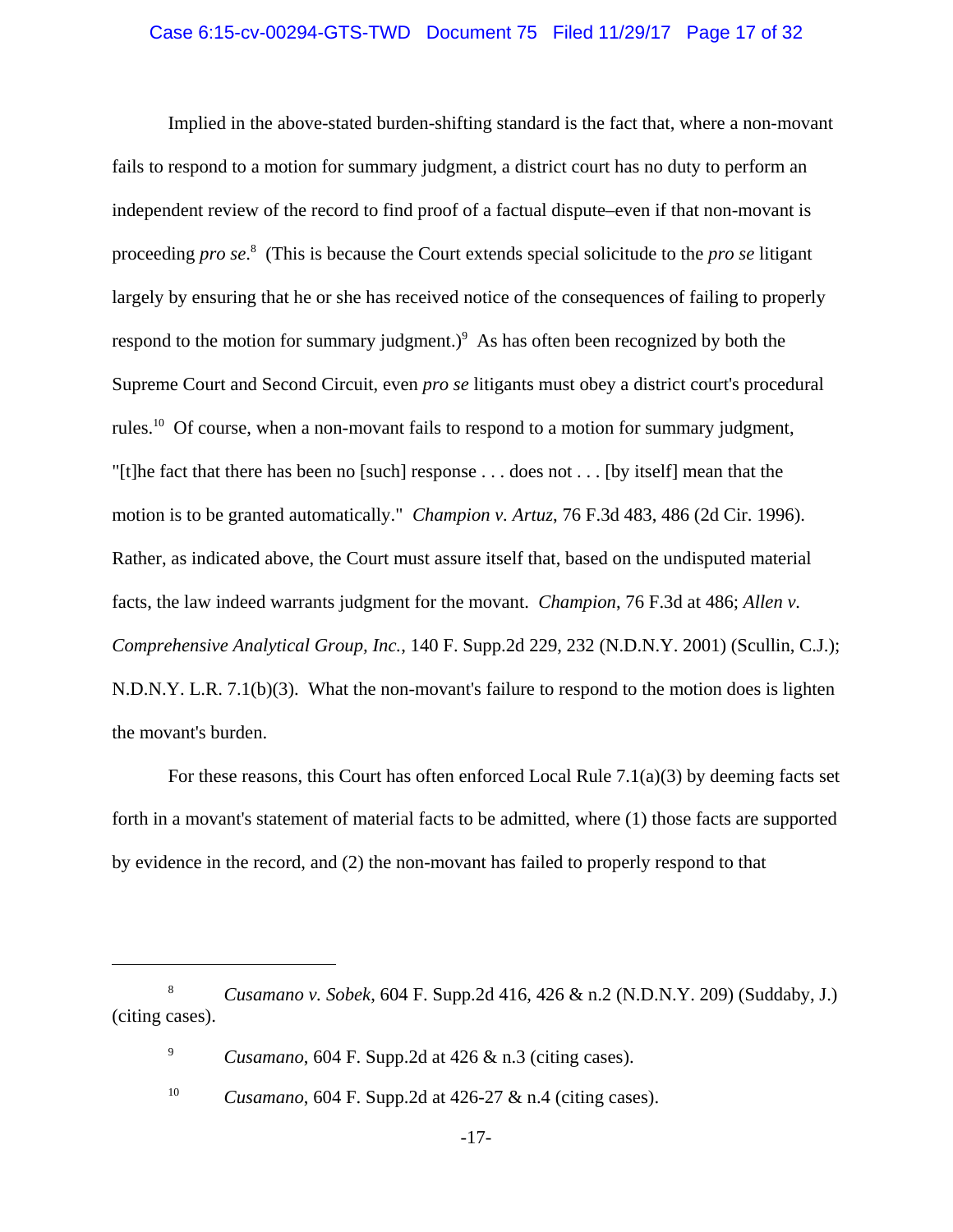Implied in the above-stated burden-shifting standard is the fact that, where a non-movant fails to respond to a motion for summary judgment, a district court has no duty to perform an independent review of the record to find proof of a factual dispute–even if that non-movant is proceeding *pro se*.[8] (This is because the Court extends special solicitude to the *pro se* litigant largely by ensuring that he or she has received notice of the consequences of failing to properly respond to the motion for summary judgment.)[9] As has often been recognized by both the Supreme Court and Second Circuit, even *pro se* litigants must obey a district court's procedural rules.[10] Of course, when a non-movant fails to respond to a motion for summary judgment, "[t]he fact that there has been no [such] response . . . does not . . . [by itself] mean that the motion is to be granted automatically." *Champion v. Artuz*, 76 F.3d 483, 486 (2d Cir. 1996). Rather, as indicated above, the Court must assure itself that, based on the undisputed material facts, the law indeed warrants judgment for the movant. *Champion*, 76 F.3d at 486; *Allen v. Comprehensive Analytical Group, Inc.*, 140 F. Supp.2d 229, 232 (N.D.N.Y. 2001) (Scullin, C.J.); N.D.N.Y. L.R. 7.1(b)(3). What the non-movant's failure to respond to the motion does is lighten the movant's burden.

For these reasons, this Court has often enforced Local Rule 7.1(a)(3) by deeming facts set forth in a movant's statement of material facts to be admitted, where (1) those facts are supported by evidence in the record, and (2) the non-movant has failed to properly respond to that

---

[8] *Cusamano v. Sobek*, 604 F. Supp.2d 416, 426 & n.2 (N.D.N.Y. 209) (Suddaby, J.) (citing cases).

[9] *Cusamano*, 604 F. Supp.2d at 426 & n.3 (citing cases).

[10] *Cusamano*, 604 F. Supp.2d at 426-27 & n.4 (citing cases).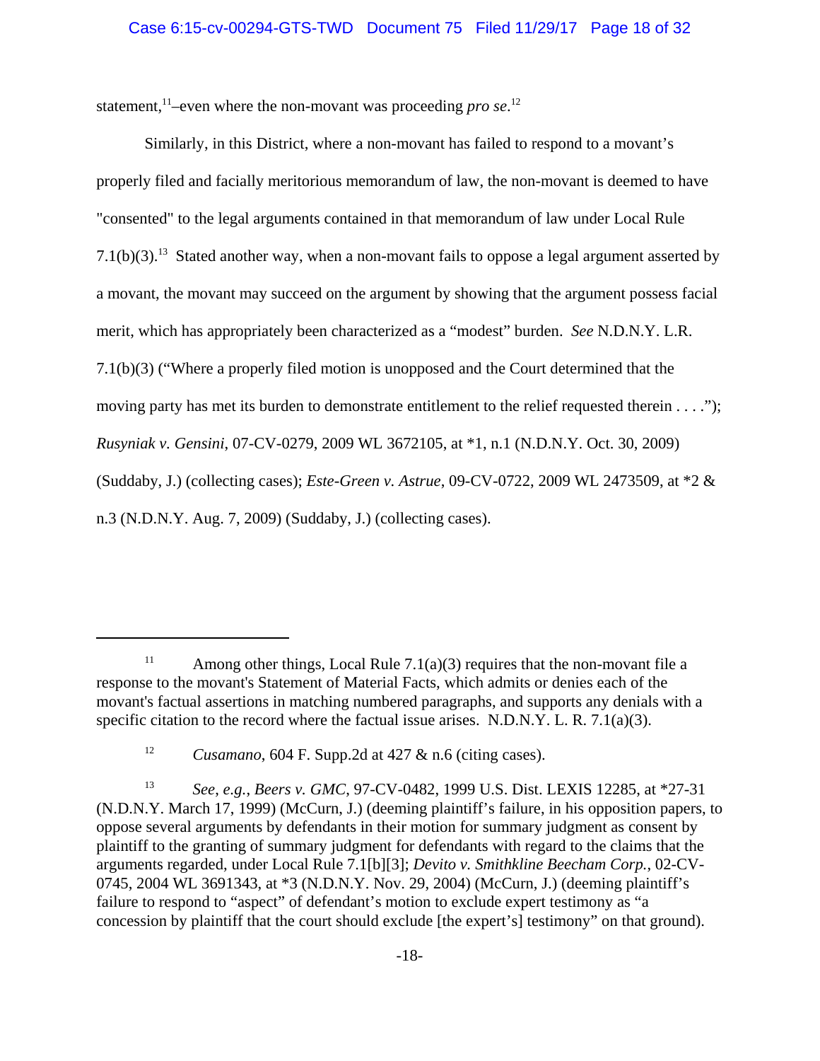statement,[11]–even where the non-movant was proceeding *pro se*.[12]

Similarly, in this District, where a non-movant has failed to respond to a movant's properly filed and facially meritorious memorandum of law, the non-movant is deemed to have "consented" to the legal arguments contained in that memorandum of law under Local Rule 7.1(b)(3).[13] Stated another way, when a non-movant fails to oppose a legal argument asserted by a movant, the movant may succeed on the argument by showing that the argument possess facial merit, which has appropriately been characterized as a "modest" burden. *See* N.D.N.Y. L.R. 7.1(b)(3) ("Where a properly filed motion is unopposed and the Court determined that the moving party has met its burden to demonstrate entitlement to the relief requested therein . . . ."); *Rusyniak v. Gensini*, 07-CV-0279, 2009 WL 3672105, at *1, n.1 (N.D.N.Y. Oct. 30, 2009) (Suddaby, J.) (collecting cases); *Este-Green v. Astrue*, 09-CV-0722, 2009 WL 2473509, at *2 & n.3 (N.D.N.Y. Aug. 7, 2009) (Suddaby, J.) (collecting cases).

---

[11] Among other things, Local Rule 7.1(a)(3) requires that the non-movant file a response to the movant's Statement of Material Facts, which admits or denies each of the movant's factual assertions in matching numbered paragraphs, and supports any denials with a specific citation to the record where the factual issue arises. N.D.N.Y. L. R. 7.1(a)(3).

[12] *Cusamano*, 604 F. Supp.2d at 427 & n.6 (citing cases).

[13] *See, e.g.*, *Beers v. GMC*, 97-CV-0482, 1999 U.S. Dist. LEXIS 12285, at *27-31 (N.D.N.Y. March 17, 1999) (McCurn, J.) (deeming plaintiff's failure, in his opposition papers, to oppose several arguments by defendants in their motion for summary judgment as consent by plaintiff to the granting of summary judgment for defendants with regard to the claims that the arguments regarded, under Local Rule 7.1[b][3]; *Devito v. Smithkline Beecham Corp.*, 02-CV-0745, 2004 WL 3691343, at *3 (N.D.N.Y. Nov. 29, 2004) (McCurn, J.) (deeming plaintiff's failure to respond to "aspect" of defendant's motion to exclude expert testimony as "a concession by plaintiff that the court should exclude [the expert's] testimony" on that ground).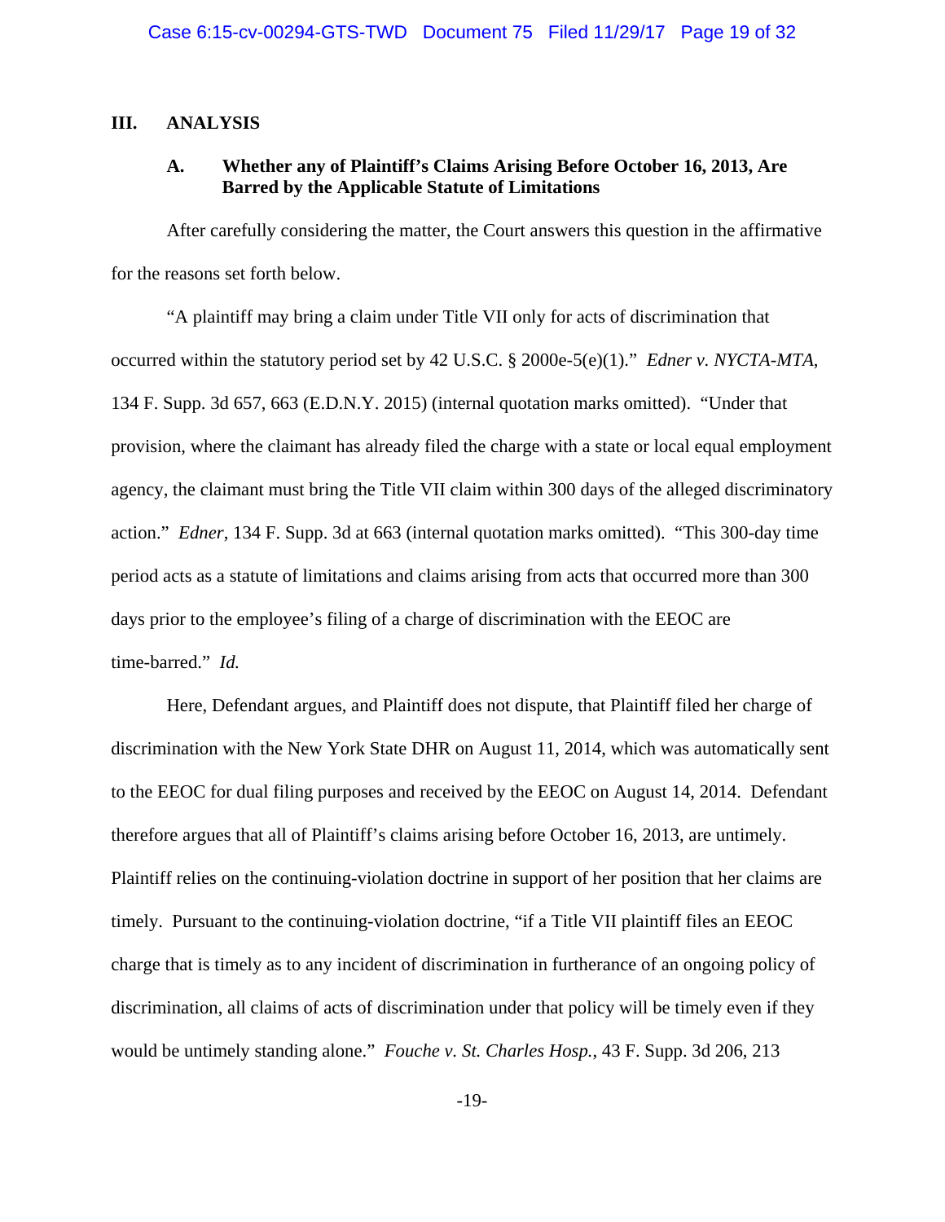## III. ANALYSIS

### A. Whether any of Plaintiff's Claims Arising Before October 16, 2013, Are Barred by the Applicable Statute of Limitations

After carefully considering the matter, the Court answers this question in the affirmative for the reasons set forth below.

"A plaintiff may bring a claim under Title VII only for acts of discrimination that occurred within the statutory period set by 42 U.S.C. § 2000e-5(e)(1)." *Edner v. NYCTA-MTA*, 134 F. Supp. 3d 657, 663 (E.D.N.Y. 2015) (internal quotation marks omitted). "Under that provision, where the claimant has already filed the charge with a state or local equal employment agency, the claimant must bring the Title VII claim within 300 days of the alleged discriminatory action." *Edner*, 134 F. Supp. 3d at 663 (internal quotation marks omitted). "This 300-day time period acts as a statute of limitations and claims arising from acts that occurred more than 300 days prior to the employee's filing of a charge of discrimination with the EEOC are time-barred." *Id.*

Here, Defendant argues, and Plaintiff does not dispute, that Plaintiff filed her charge of discrimination with the New York State DHR on August 11, 2014, which was automatically sent to the EEOC for dual filing purposes and received by the EEOC on August 14, 2014. Defendant therefore argues that all of Plaintiff's claims arising before October 16, 2013, are untimely. Plaintiff relies on the continuing-violation doctrine in support of her position that her claims are timely. Pursuant to the continuing-violation doctrine, "if a Title VII plaintiff files an EEOC charge that is timely as to any incident of discrimination in furtherance of an ongoing policy of discrimination, all claims of acts of discrimination under that policy will be timely even if they would be untimely standing alone." *Fouche v. St. Charles Hosp.*, 43 F. Supp. 3d 206, 213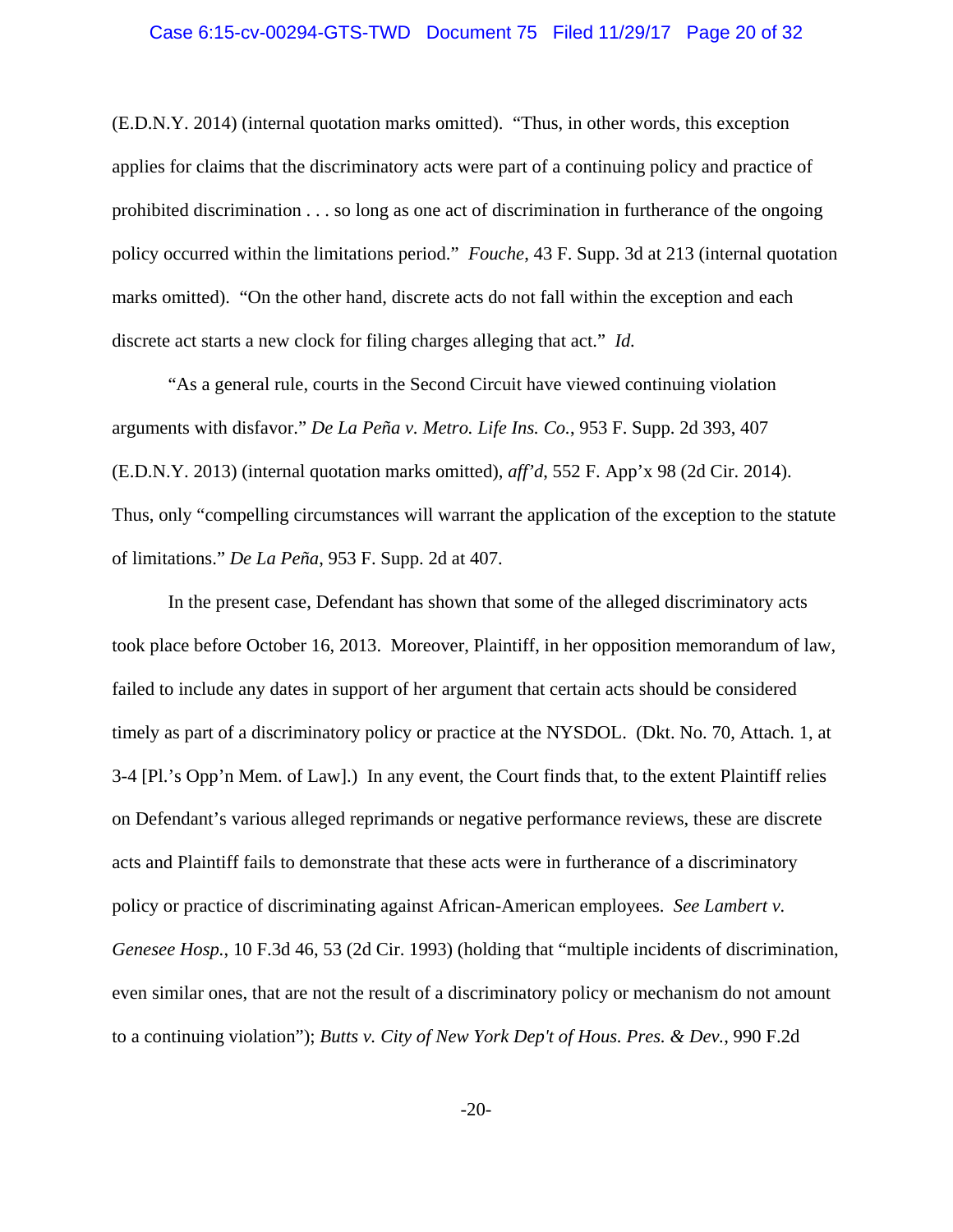(E.D.N.Y. 2014) (internal quotation marks omitted). "Thus, in other words, this exception applies for claims that the discriminatory acts were part of a continuing policy and practice of prohibited discrimination . . . so long as one act of discrimination in furtherance of the ongoing policy occurred within the limitations period." *Fouche*, 43 F. Supp. 3d at 213 (internal quotation marks omitted). "On the other hand, discrete acts do not fall within the exception and each discrete act starts a new clock for filing charges alleging that act." *Id.*

"As a general rule, courts in the Second Circuit have viewed continuing violation arguments with disfavor." *De La Peña v. Metro. Life Ins. Co.*, 953 F. Supp. 2d 393, 407 (E.D.N.Y. 2013) (internal quotation marks omitted), *aff'd*, 552 F. App'x 98 (2d Cir. 2014). Thus, only "compelling circumstances will warrant the application of the exception to the statute of limitations." *De La Peña*, 953 F. Supp. 2d at 407.

In the present case, Defendant has shown that some of the alleged discriminatory acts took place before October 16, 2013. Moreover, Plaintiff, in her opposition memorandum of law, failed to include any dates in support of her argument that certain acts should be considered timely as part of a discriminatory policy or practice at the NYSDOL. (Dkt. No. 70, Attach. 1, at 3-4 [Pl.'s Opp'n Mem. of Law].) In any event, the Court finds that, to the extent Plaintiff relies on Defendant's various alleged reprimands or negative performance reviews, these are discrete acts and Plaintiff fails to demonstrate that these acts were in furtherance of a discriminatory policy or practice of discriminating against African-American employees. *See Lambert v. Genesee Hosp.*, 10 F.3d 46, 53 (2d Cir. 1993) (holding that "multiple incidents of discrimination, even similar ones, that are not the result of a discriminatory policy or mechanism do not amount to a continuing violation"); *Butts v. City of New York Dep't of Hous. Pres. & Dev.*, 990 F.2d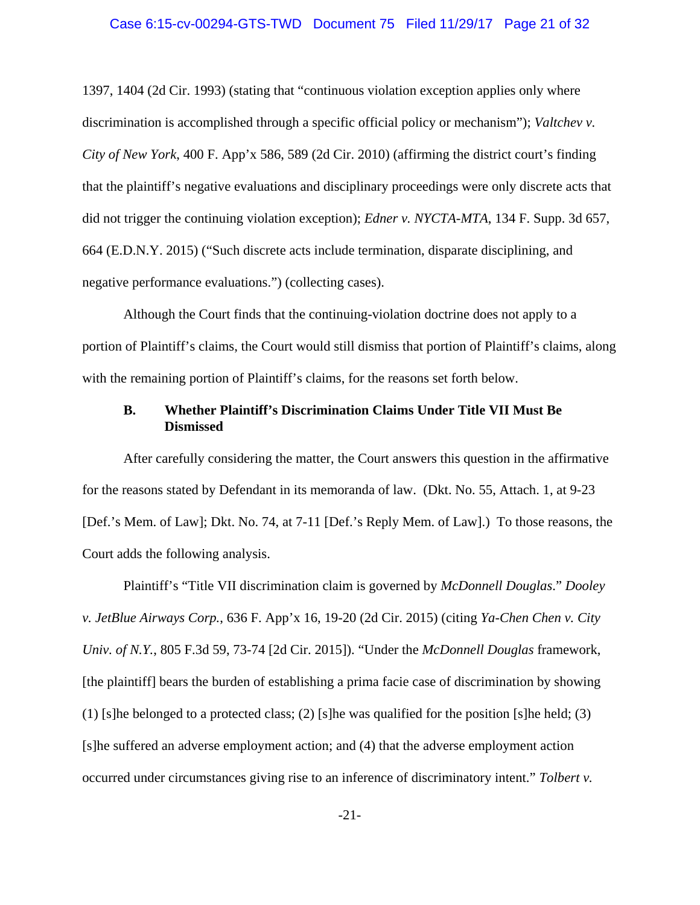1397, 1404 (2d Cir. 1993) (stating that "continuous violation exception applies only where discrimination is accomplished through a specific official policy or mechanism"); *Valtchev v. City of New York*, 400 F. App'x 586, 589 (2d Cir. 2010) (affirming the district court's finding that the plaintiff's negative evaluations and disciplinary proceedings were only discrete acts that did not trigger the continuing violation exception); *Edner v. NYCTA-MTA*, 134 F. Supp. 3d 657, 664 (E.D.N.Y. 2015) ("Such discrete acts include termination, disparate disciplining, and negative performance evaluations.") (collecting cases).

Although the Court finds that the continuing-violation doctrine does not apply to a portion of Plaintiff's claims, the Court would still dismiss that portion of Plaintiff's claims, along with the remaining portion of Plaintiff's claims, for the reasons set forth below.

### B. Whether Plaintiff's Discrimination Claims Under Title VII Must Be Dismissed

After carefully considering the matter, the Court answers this question in the affirmative for the reasons stated by Defendant in its memoranda of law. (Dkt. No. 55, Attach. 1, at 9-23 [Def.'s Mem. of Law]; Dkt. No. 74, at 7-11 [Def.'s Reply Mem. of Law].) To those reasons, the Court adds the following analysis.

Plaintiff's "Title VII discrimination claim is governed by *McDonnell Douglas*." *Dooley v. JetBlue Airways Corp.*, 636 F. App'x 16, 19-20 (2d Cir. 2015) (citing *Ya-Chen Chen v. City Univ. of N.Y.*, 805 F.3d 59, 73-74 [2d Cir. 2015]). "Under the *McDonnell Douglas* framework, [the plaintiff] bears the burden of establishing a prima facie case of discrimination by showing (1) [s]he belonged to a protected class; (2) [s]he was qualified for the position [s]he held; (3) [s]he suffered an adverse employment action; and (4) that the adverse employment action occurred under circumstances giving rise to an inference of discriminatory intent." *Tolbert v.*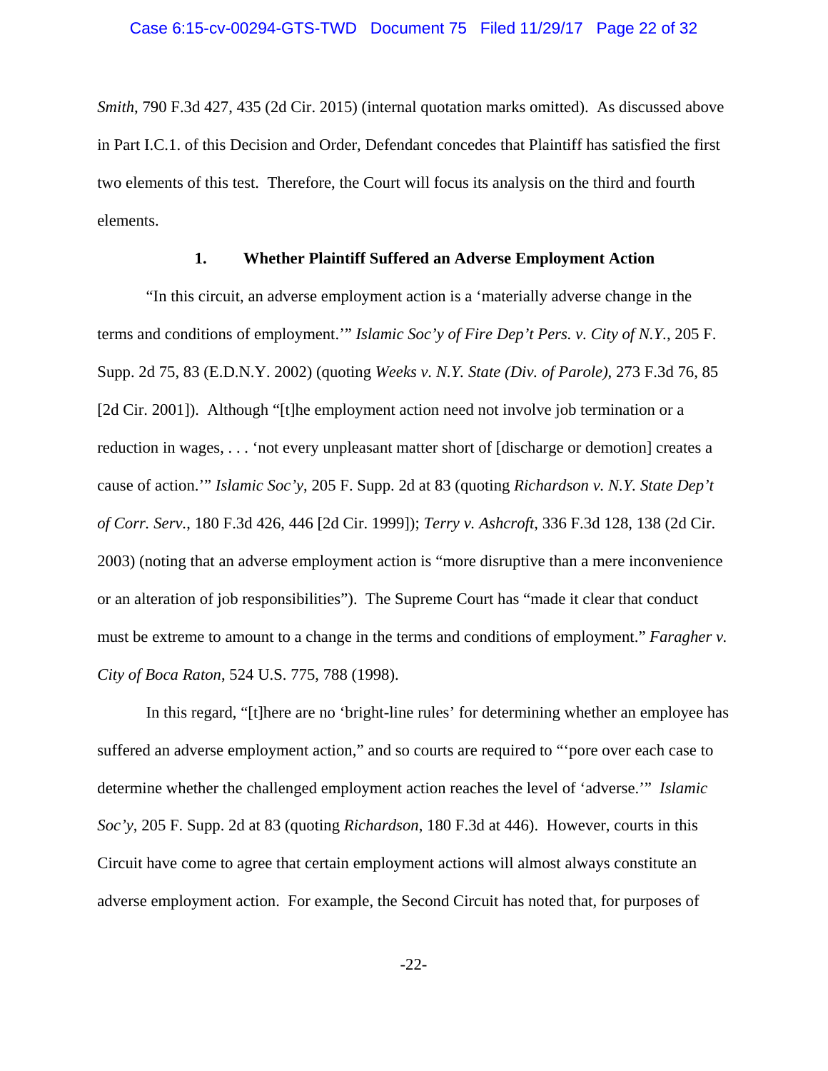*Smith*, 790 F.3d 427, 435 (2d Cir. 2015) (internal quotation marks omitted). As discussed above in Part I.C.1. of this Decision and Order, Defendant concedes that Plaintiff has satisfied the first two elements of this test. Therefore, the Court will focus its analysis on the third and fourth elements.

### 1. Whether Plaintiff Suffered an Adverse Employment Action

"In this circuit, an adverse employment action is a 'materially adverse change in the terms and conditions of employment.'" *Islamic Soc'y of Fire Dep't Pers. v. City of N.Y.*, 205 F. Supp. 2d 75, 83 (E.D.N.Y. 2002) (quoting *Weeks v. N.Y. State (Div. of Parole)*, 273 F.3d 76, 85 [2d Cir. 2001]). Although "[t]he employment action need not involve job termination or a reduction in wages, . . . 'not every unpleasant matter short of [discharge or demotion] creates a cause of action.'" *Islamic Soc'y*, 205 F. Supp. 2d at 83 (quoting *Richardson v. N.Y. State Dep't of Corr. Serv.*, 180 F.3d 426, 446 [2d Cir. 1999]); *Terry v. Ashcroft*, 336 F.3d 128, 138 (2d Cir. 2003) (noting that an adverse employment action is "more disruptive than a mere inconvenience or an alteration of job responsibilities"). The Supreme Court has "made it clear that conduct must be extreme to amount to a change in the terms and conditions of employment." *Faragher v. City of Boca Raton*, 524 U.S. 775, 788 (1998).

In this regard, "[t]here are no 'bright-line rules' for determining whether an employee has suffered an adverse employment action," and so courts are required to "'pore over each case to determine whether the challenged employment action reaches the level of 'adverse.'" *Islamic Soc'y*, 205 F. Supp. 2d at 83 (quoting *Richardson*, 180 F.3d at 446). However, courts in this Circuit have come to agree that certain employment actions will almost always constitute an adverse employment action. For example, the Second Circuit has noted that, for purposes of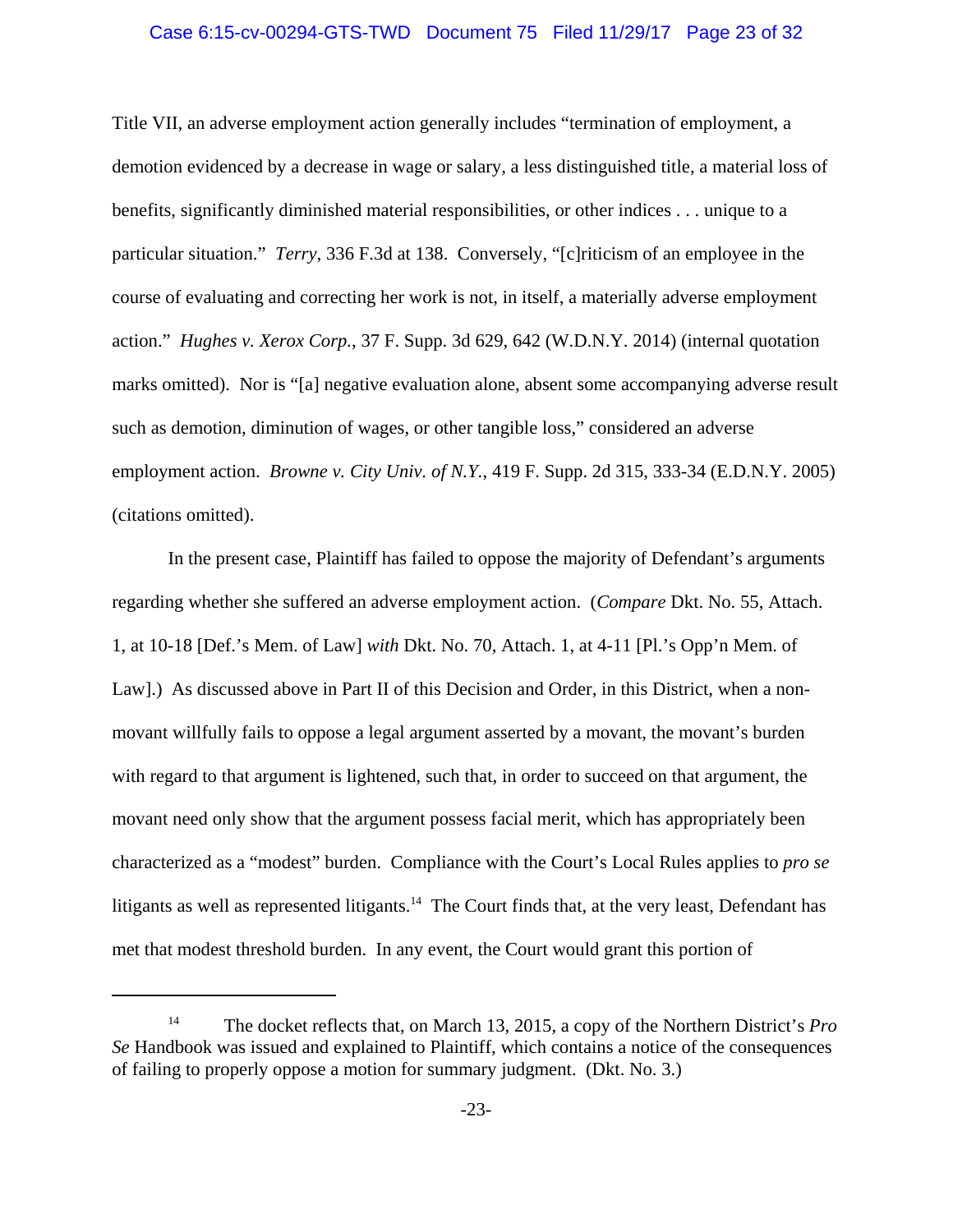Title VII, an adverse employment action generally includes "termination of employment, a demotion evidenced by a decrease in wage or salary, a less distinguished title, a material loss of benefits, significantly diminished material responsibilities, or other indices . . . unique to a particular situation." *Terry*, 336 F.3d at 138. Conversely, "[c]riticism of an employee in the course of evaluating and correcting her work is not, in itself, a materially adverse employment action." *Hughes v. Xerox Corp.*, 37 F. Supp. 3d 629, 642 (W.D.N.Y. 2014) (internal quotation marks omitted). Nor is "[a] negative evaluation alone, absent some accompanying adverse result such as demotion, diminution of wages, or other tangible loss," considered an adverse employment action. *Browne v. City Univ. of N.Y.*, 419 F. Supp. 2d 315, 333-34 (E.D.N.Y. 2005) (citations omitted).

In the present case, Plaintiff has failed to oppose the majority of Defendant's arguments regarding whether she suffered an adverse employment action. (*Compare* Dkt. No. 55, Attach. 1, at 10-18 [Def.'s Mem. of Law] *with* Dkt. No. 70, Attach. 1, at 4-11 [Pl.'s Opp'n Mem. of Law].) As discussed above in Part II of this Decision and Order, in this District, when a non-movant willfully fails to oppose a legal argument asserted by a movant, the movant's burden with regard to that argument is lightened, such that, in order to succeed on that argument, the movant need only show that the argument possess facial merit, which has appropriately been characterized as a "modest" burden. Compliance with the Court's Local Rules applies to *pro se* litigants as well as represented litigants.[14] The Court finds that, at the very least, Defendant has met that modest threshold burden. In any event, the Court would grant this portion of

---

[14] The docket reflects that, on March 13, 2015, a copy of the Northern District's *Pro Se* Handbook was issued and explained to Plaintiff, which contains a notice of the consequences of failing to properly oppose a motion for summary judgment. (Dkt. No. 3.)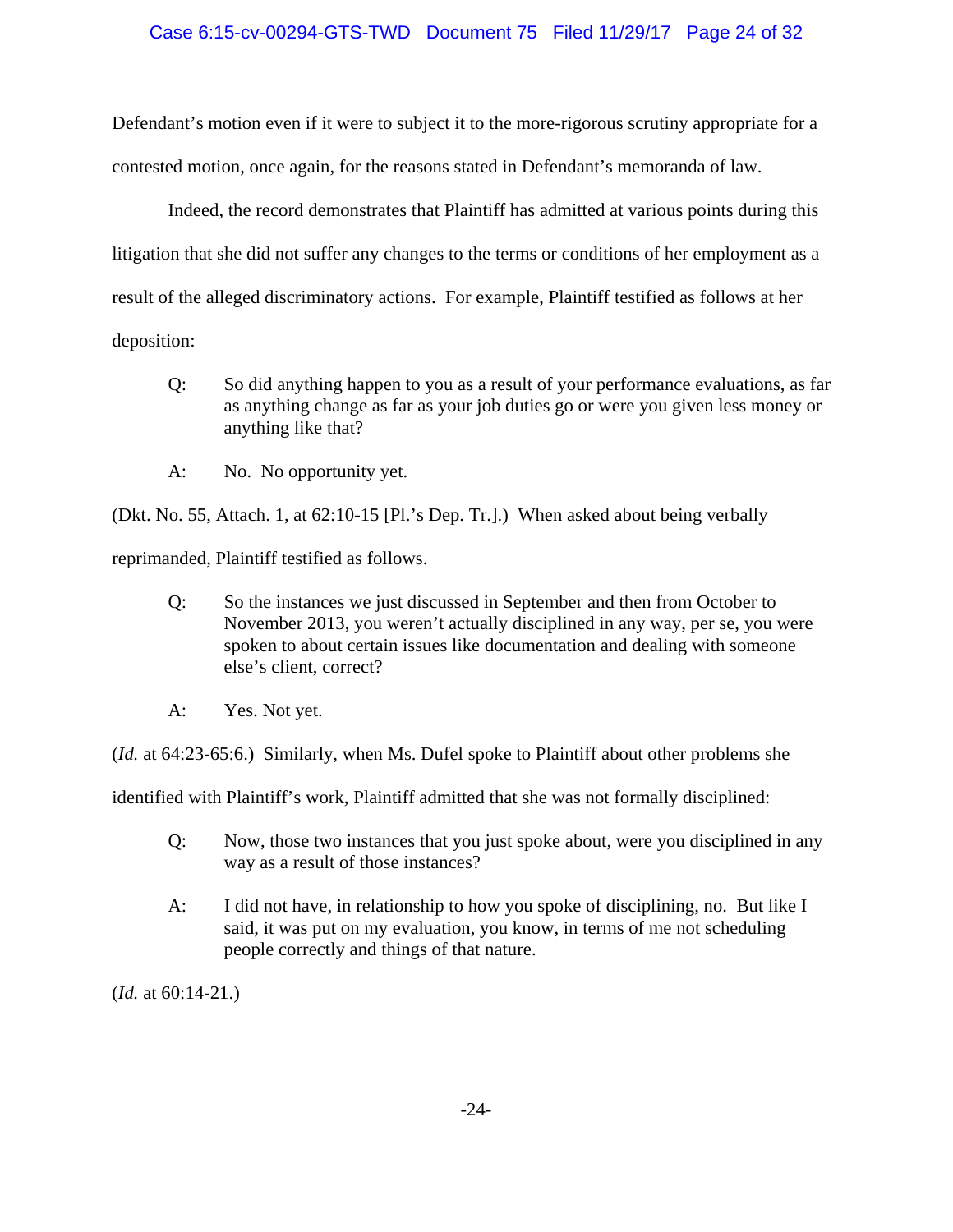Defendant's motion even if it were to subject it to the more-rigorous scrutiny appropriate for a contested motion, once again, for the reasons stated in Defendant's memoranda of law.

Indeed, the record demonstrates that Plaintiff has admitted at various points during this litigation that she did not suffer any changes to the terms or conditions of her employment as a result of the alleged discriminatory actions. For example, Plaintiff testified as follows at her deposition:

> Q: So did anything happen to you as a result of your performance evaluations, as far as anything change as far as your job duties go or were you given less money or anything like that?
>
> A: No. No opportunity yet.

(Dkt. No. 55, Attach. 1, at 62:10-15 [Pl.'s Dep. Tr.].) When asked about being verbally reprimanded, Plaintiff testified as follows.

> Q: So the instances we just discussed in September and then from October to November 2013, you weren't actually disciplined in any way, per se, you were spoken to about certain issues like documentation and dealing with someone else's client, correct?
>
> A: Yes. Not yet.

(*Id.* at 64:23-65:6.) Similarly, when Ms. Dufel spoke to Plaintiff about other problems she identified with Plaintiff's work, Plaintiff admitted that she was not formally disciplined:

> Q: Now, those two instances that you just spoke about, were you disciplined in any way as a result of those instances?
>
> A: I did not have, in relationship to how you spoke of disciplining, no. But like I said, it was put on my evaluation, you know, in terms of me not scheduling people correctly and things of that nature.

(*Id.* at 60:14-21.)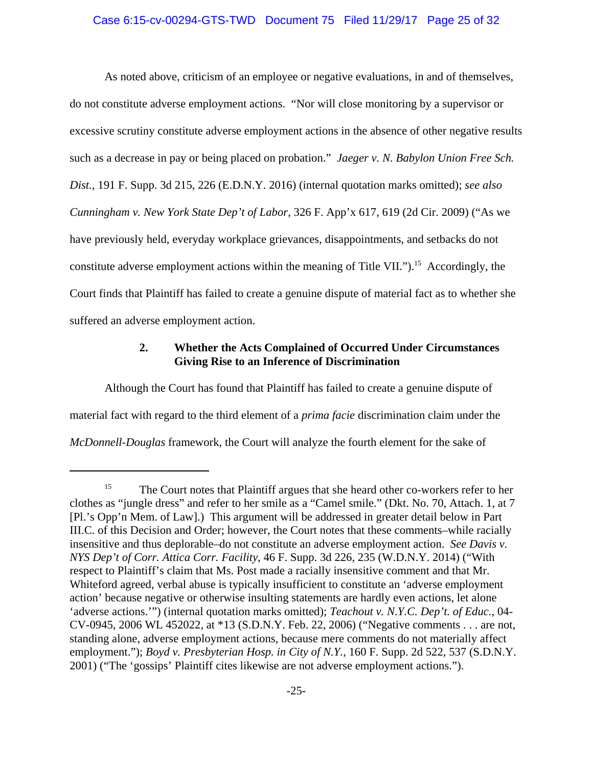As noted above, criticism of an employee or negative evaluations, in and of themselves, do not constitute adverse employment actions. "Nor will close monitoring by a supervisor or excessive scrutiny constitute adverse employment actions in the absence of other negative results such as a decrease in pay or being placed on probation." *Jaeger v. N. Babylon Union Free Sch. Dist.*, 191 F. Supp. 3d 215, 226 (E.D.N.Y. 2016) (internal quotation marks omitted); *see also Cunningham v. New York State Dep't of Labor*, 326 F. App'x 617, 619 (2d Cir. 2009) ("As we have previously held, everyday workplace grievances, disappointments, and setbacks do not constitute adverse employment actions within the meaning of Title VII.").[15] Accordingly, the Court finds that Plaintiff has failed to create a genuine dispute of material fact as to whether she suffered an adverse employment action.

### 2. Whether the Acts Complained of Occurred Under Circumstances Giving Rise to an Inference of Discrimination

Although the Court has found that Plaintiff has failed to create a genuine dispute of material fact with regard to the third element of a *prima facie* discrimination claim under the *McDonnell-Douglas* framework, the Court will analyze the fourth element for the sake of

---

[15] The Court notes that Plaintiff argues that she heard other co-workers refer to her clothes as "jungle dress" and refer to her smile as a "Camel smile." (Dkt. No. 70, Attach. 1, at 7 [Pl.'s Opp'n Mem. of Law].) This argument will be addressed in greater detail below in Part III.C. of this Decision and Order; however, the Court notes that these comments–while racially insensitive and thus deplorable–do not constitute an adverse employment action. *See Davis v. NYS Dep't of Corr. Attica Corr. Facility*, 46 F. Supp. 3d 226, 235 (W.D.N.Y. 2014) ("With respect to Plaintiff's claim that Ms. Post made a racially insensitive comment and that Mr. Whiteford agreed, verbal abuse is typically insufficient to constitute an 'adverse employment action' because negative or otherwise insulting statements are hardly even actions, let alone 'adverse actions.'") (internal quotation marks omitted); *Teachout v. N.Y.C. Dep't. of Educ.*, 04-CV-0945, 2006 WL 452022, at *13 (S.D.N.Y. Feb. 22, 2006) ("Negative comments . . . are not, standing alone, adverse employment actions, because mere comments do not materially affect employment."); *Boyd v. Presbyterian Hosp. in City of N.Y.*, 160 F. Supp. 2d 522, 537 (S.D.N.Y. 2001) ("The 'gossips' Plaintiff cites likewise are not adverse employment actions.").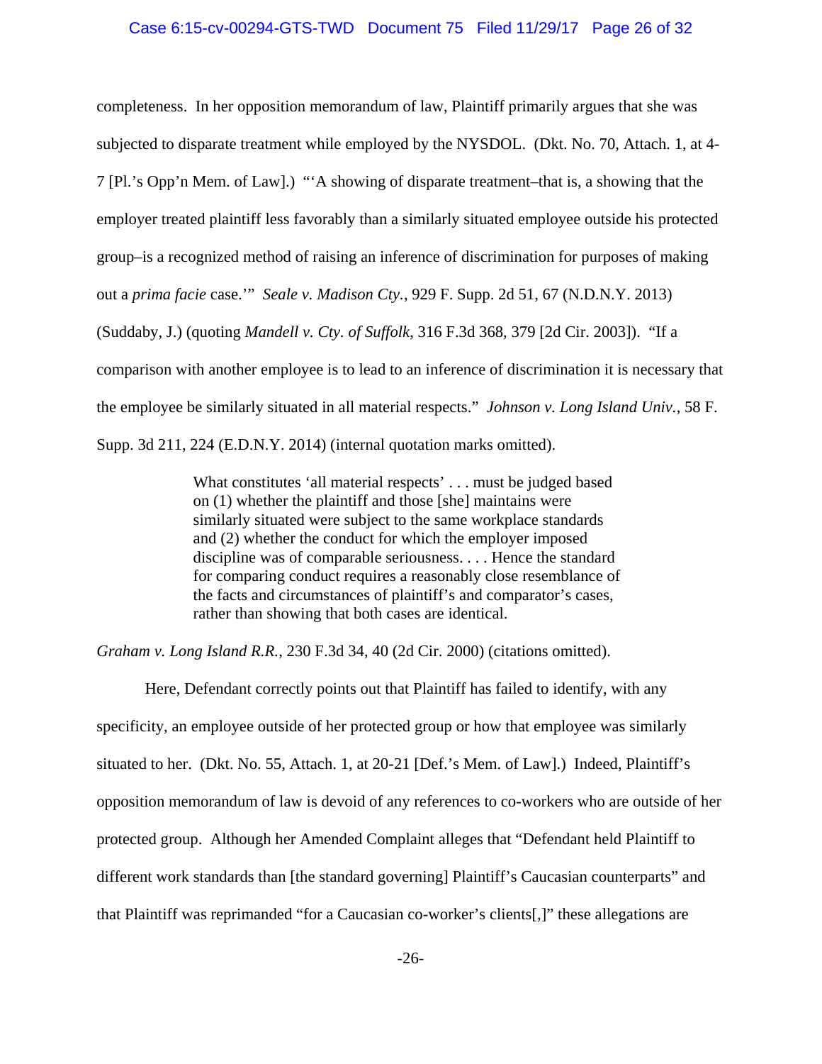completeness. In her opposition memorandum of law, Plaintiff primarily argues that she was subjected to disparate treatment while employed by the NYSDOL. (Dkt. No. 70, Attach. 1, at 4-7 [Pl.'s Opp'n Mem. of Law].) "'A showing of disparate treatment–that is, a showing that the employer treated plaintiff less favorably than a similarly situated employee outside his protected group–is a recognized method of raising an inference of discrimination for purposes of making out a *prima facie* case.'" *Seale v. Madison Cty.*, 929 F. Supp. 2d 51, 67 (N.D.N.Y. 2013) (Suddaby, J.) (quoting *Mandell v. Cty. of Suffolk*, 316 F.3d 368, 379 [2d Cir. 2003]). "If a comparison with another employee is to lead to an inference of discrimination it is necessary that the employee be similarly situated in all material respects." *Johnson v. Long Island Univ.*, 58 F. Supp. 3d 211, 224 (E.D.N.Y. 2014) (internal quotation marks omitted).

> What constitutes 'all material respects' . . . must be judged based on (1) whether the plaintiff and those [she] maintains were similarly situated were subject to the same workplace standards and (2) whether the conduct for which the employer imposed discipline was of comparable seriousness. . . . Hence the standard for comparing conduct requires a reasonably close resemblance of the facts and circumstances of plaintiff's and comparator's cases, rather than showing that both cases are identical.

*Graham v. Long Island R.R.*, 230 F.3d 34, 40 (2d Cir. 2000) (citations omitted).

Here, Defendant correctly points out that Plaintiff has failed to identify, with any specificity, an employee outside of her protected group or how that employee was similarly situated to her. (Dkt. No. 55, Attach. 1, at 20-21 [Def.'s Mem. of Law].) Indeed, Plaintiff's opposition memorandum of law is devoid of any references to co-workers who are outside of her protected group. Although her Amended Complaint alleges that "Defendant held Plaintiff to different work standards than [the standard governing] Plaintiff's Caucasian counterparts" and that Plaintiff was reprimanded "for a Caucasian co-worker's clients[,]" these allegations are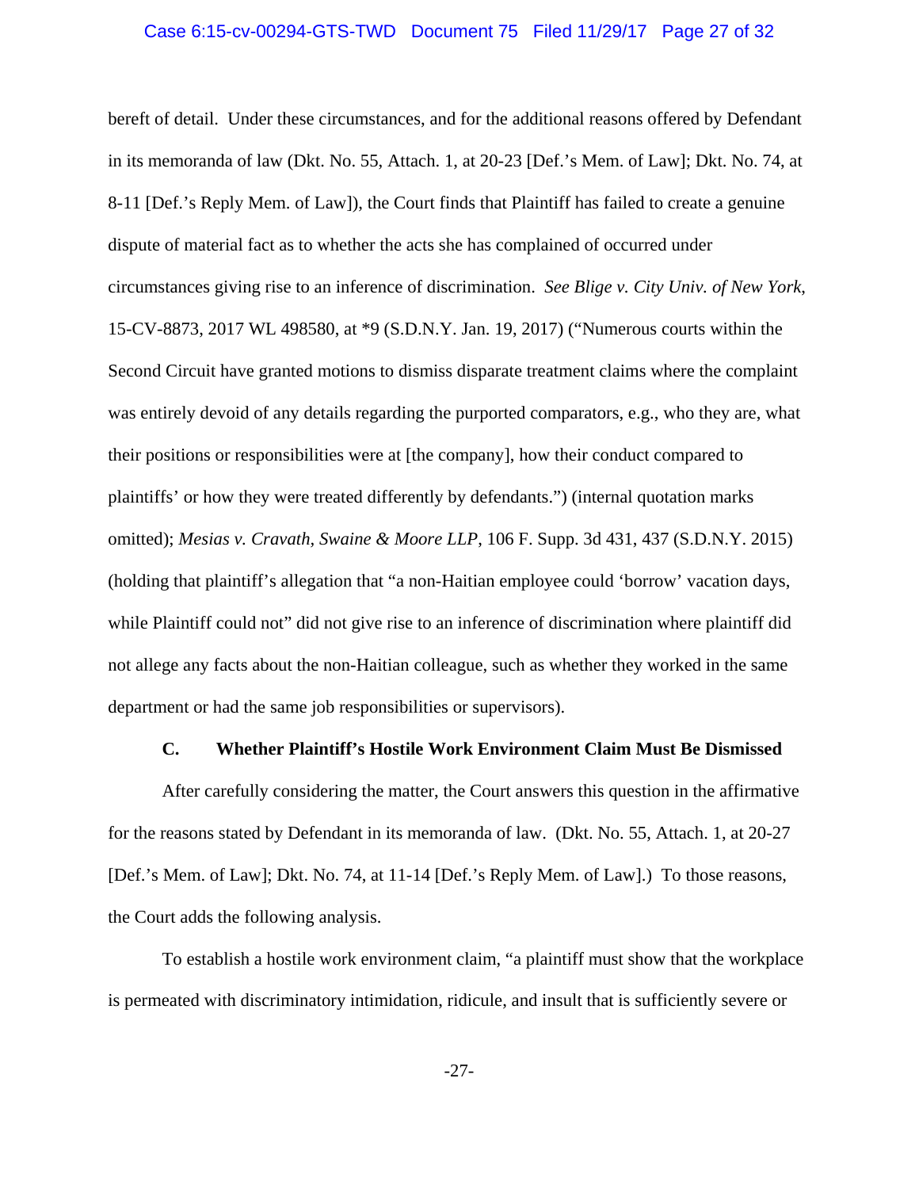bereft of detail. Under these circumstances, and for the additional reasons offered by Defendant in its memoranda of law (Dkt. No. 55, Attach. 1, at 20-23 [Def.'s Mem. of Law]; Dkt. No. 74, at 8-11 [Def.'s Reply Mem. of Law]), the Court finds that Plaintiff has failed to create a genuine dispute of material fact as to whether the acts she has complained of occurred under circumstances giving rise to an inference of discrimination. *See Blige v. City Univ. of New York*, 15-CV-8873, 2017 WL 498580, at *9 (S.D.N.Y. Jan. 19, 2017) ("Numerous courts within the Second Circuit have granted motions to dismiss disparate treatment claims where the complaint was entirely devoid of any details regarding the purported comparators, e.g., who they are, what their positions or responsibilities were at [the company], how their conduct compared to plaintiffs' or how they were treated differently by defendants.") (internal quotation marks omitted); *Mesias v. Cravath, Swaine & Moore LLP*, 106 F. Supp. 3d 431, 437 (S.D.N.Y. 2015) (holding that plaintiff's allegation that "a non-Haitian employee could 'borrow' vacation days, while Plaintiff could not" did not give rise to an inference of discrimination where plaintiff did not allege any facts about the non-Haitian colleague, such as whether they worked in the same department or had the same job responsibilities or supervisors).

### C. Whether Plaintiff's Hostile Work Environment Claim Must Be Dismissed

After carefully considering the matter, the Court answers this question in the affirmative for the reasons stated by Defendant in its memoranda of law. (Dkt. No. 55, Attach. 1, at 20-27 [Def.'s Mem. of Law]; Dkt. No. 74, at 11-14 [Def.'s Reply Mem. of Law].) To those reasons, the Court adds the following analysis.

To establish a hostile work environment claim, "a plaintiff must show that the workplace is permeated with discriminatory intimidation, ridicule, and insult that is sufficiently severe or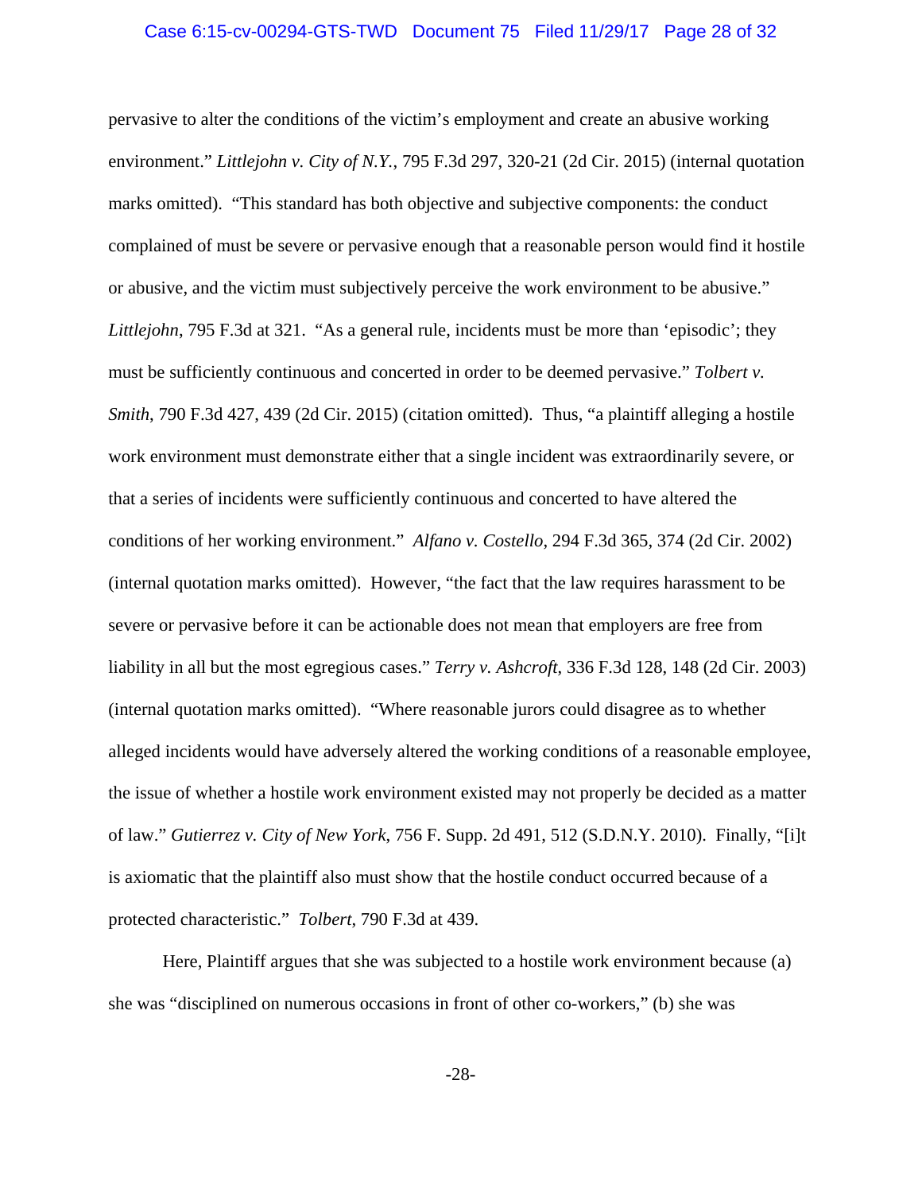pervasive to alter the conditions of the victim's employment and create an abusive working environment." *Littlejohn v. City of N.Y.*, 795 F.3d 297, 320-21 (2d Cir. 2015) (internal quotation marks omitted). "This standard has both objective and subjective components: the conduct complained of must be severe or pervasive enough that a reasonable person would find it hostile or abusive, and the victim must subjectively perceive the work environment to be abusive." *Littlejohn*, 795 F.3d at 321. "As a general rule, incidents must be more than 'episodic'; they must be sufficiently continuous and concerted in order to be deemed pervasive." *Tolbert v. Smith*, 790 F.3d 427, 439 (2d Cir. 2015) (citation omitted). Thus, "a plaintiff alleging a hostile work environment must demonstrate either that a single incident was extraordinarily severe, or that a series of incidents were sufficiently continuous and concerted to have altered the conditions of her working environment." *Alfano v. Costello*, 294 F.3d 365, 374 (2d Cir. 2002) (internal quotation marks omitted). However, "the fact that the law requires harassment to be severe or pervasive before it can be actionable does not mean that employers are free from liability in all but the most egregious cases." *Terry v. Ashcroft*, 336 F.3d 128, 148 (2d Cir. 2003) (internal quotation marks omitted). "Where reasonable jurors could disagree as to whether alleged incidents would have adversely altered the working conditions of a reasonable employee, the issue of whether a hostile work environment existed may not properly be decided as a matter of law." *Gutierrez v. City of New York*, 756 F. Supp. 2d 491, 512 (S.D.N.Y. 2010). Finally, "[i]t is axiomatic that the plaintiff also must show that the hostile conduct occurred because of a protected characteristic." *Tolbert*, 790 F.3d at 439.

Here, Plaintiff argues that she was subjected to a hostile work environment because (a) she was "disciplined on numerous occasions in front of other co-workers," (b) she was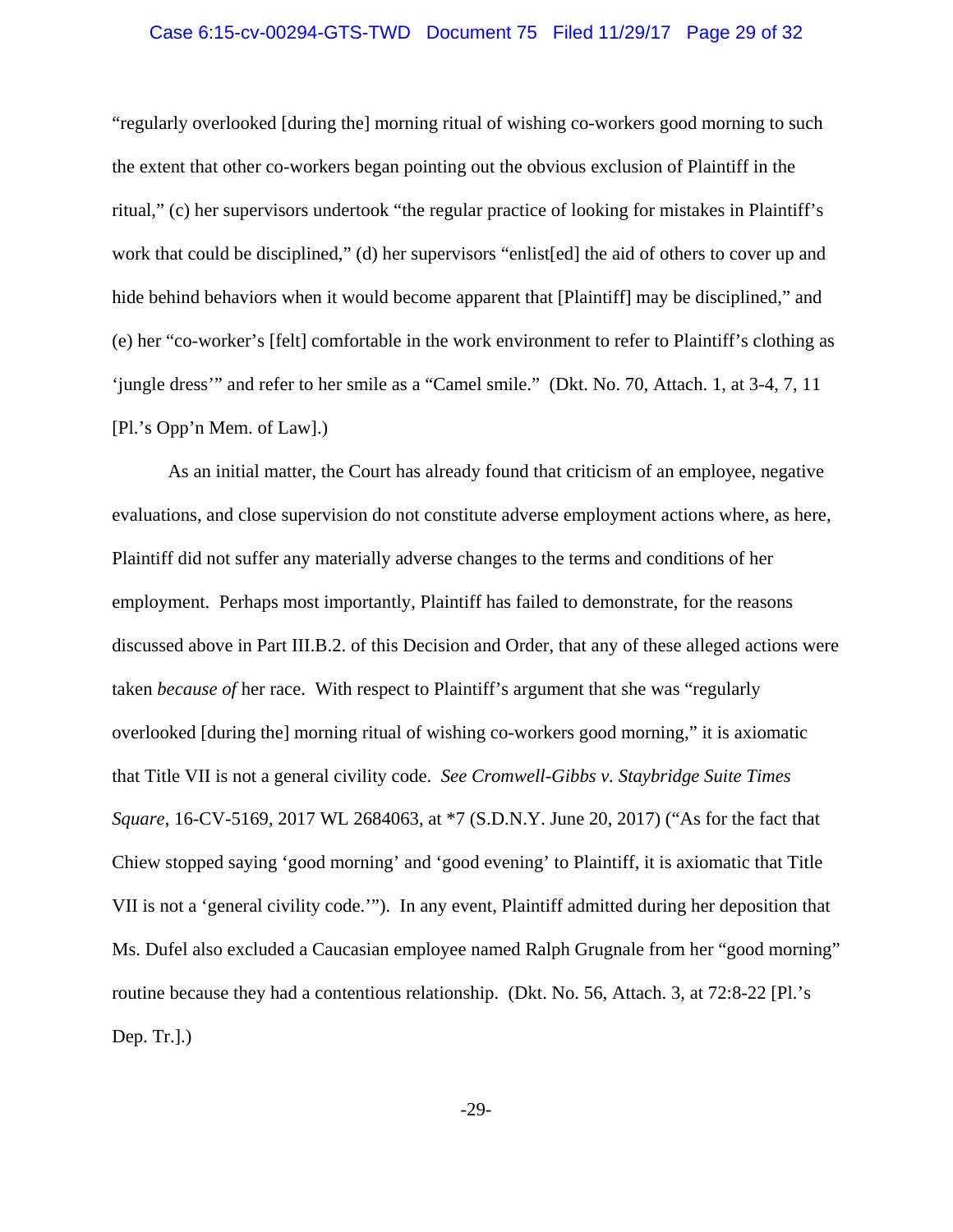"regularly overlooked [during the] morning ritual of wishing co-workers good morning to such the extent that other co-workers began pointing out the obvious exclusion of Plaintiff in the ritual," (c) her supervisors undertook "the regular practice of looking for mistakes in Plaintiff's work that could be disciplined," (d) her supervisors "enlist[ed] the aid of others to cover up and hide behind behaviors when it would become apparent that [Plaintiff] may be disciplined," and (e) her "co-worker's [felt] comfortable in the work environment to refer to Plaintiff's clothing as 'jungle dress'" and refer to her smile as a "Camel smile." (Dkt. No. 70, Attach. 1, at 3-4, 7, 11 [Pl.'s Opp'n Mem. of Law].)

As an initial matter, the Court has already found that criticism of an employee, negative evaluations, and close supervision do not constitute adverse employment actions where, as here, Plaintiff did not suffer any materially adverse changes to the terms and conditions of her employment. Perhaps most importantly, Plaintiff has failed to demonstrate, for the reasons discussed above in Part III.B.2. of this Decision and Order, that any of these alleged actions were taken *because of* her race. With respect to Plaintiff's argument that she was "regularly overlooked [during the] morning ritual of wishing co-workers good morning," it is axiomatic that Title VII is not a general civility code. *See Cromwell-Gibbs v. Staybridge Suite Times Square*, 16-CV-5169, 2017 WL 2684063, at *7 (S.D.N.Y. June 20, 2017) ("As for the fact that Chiew stopped saying 'good morning' and 'good evening' to Plaintiff, it is axiomatic that Title VII is not a 'general civility code.'"). In any event, Plaintiff admitted during her deposition that Ms. Dufel also excluded a Caucasian employee named Ralph Grugnale from her "good morning" routine because they had a contentious relationship. (Dkt. No. 56, Attach. 3, at 72:8-22 [Pl.'s Dep. Tr.].)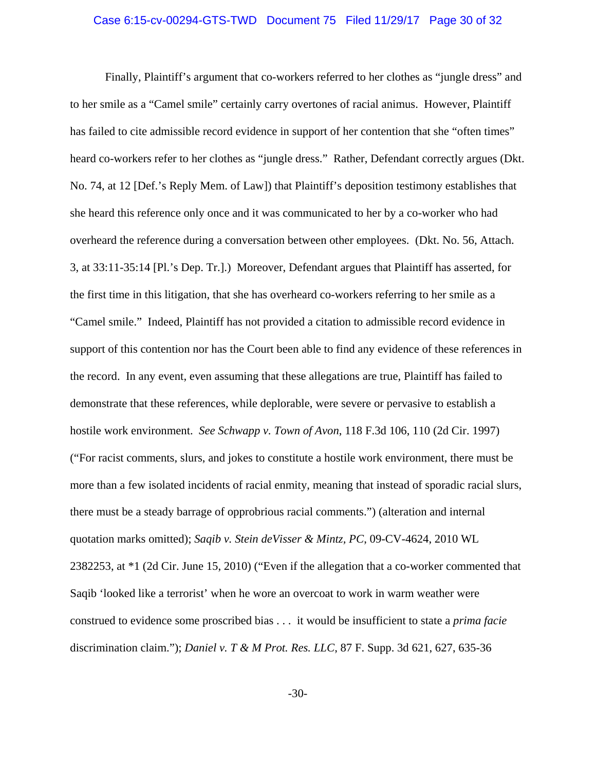Finally, Plaintiff's argument that co-workers referred to her clothes as "jungle dress" and to her smile as a "Camel smile" certainly carry overtones of racial animus. However, Plaintiff has failed to cite admissible record evidence in support of her contention that she "often times" heard co-workers refer to her clothes as "jungle dress." Rather, Defendant correctly argues (Dkt. No. 74, at 12 [Def.'s Reply Mem. of Law]) that Plaintiff's deposition testimony establishes that she heard this reference only once and it was communicated to her by a co-worker who had overheard the reference during a conversation between other employees. (Dkt. No. 56, Attach. 3, at 33:11-35:14 [Pl.'s Dep. Tr.].) Moreover, Defendant argues that Plaintiff has asserted, for the first time in this litigation, that she has overheard co-workers referring to her smile as a "Camel smile." Indeed, Plaintiff has not provided a citation to admissible record evidence in support of this contention nor has the Court been able to find any evidence of these references in the record. In any event, even assuming that these allegations are true, Plaintiff has failed to demonstrate that these references, while deplorable, were severe or pervasive to establish a hostile work environment. *See Schwapp v. Town of Avon*, 118 F.3d 106, 110 (2d Cir. 1997) ("For racist comments, slurs, and jokes to constitute a hostile work environment, there must be more than a few isolated incidents of racial enmity, meaning that instead of sporadic racial slurs, there must be a steady barrage of opprobrious racial comments.") (alteration and internal quotation marks omitted); *Saqib v. Stein deVisser & Mintz, PC*, 09-CV-4624, 2010 WL 2382253, at *1 (2d Cir. June 15, 2010) ("Even if the allegation that a co-worker commented that Saqib 'looked like a terrorist' when he wore an overcoat to work in warm weather were construed to evidence some proscribed bias . . . it would be insufficient to state a *prima facie* discrimination claim."); *Daniel v. T & M Prot. Res. LLC*, 87 F. Supp. 3d 621, 627, 635-36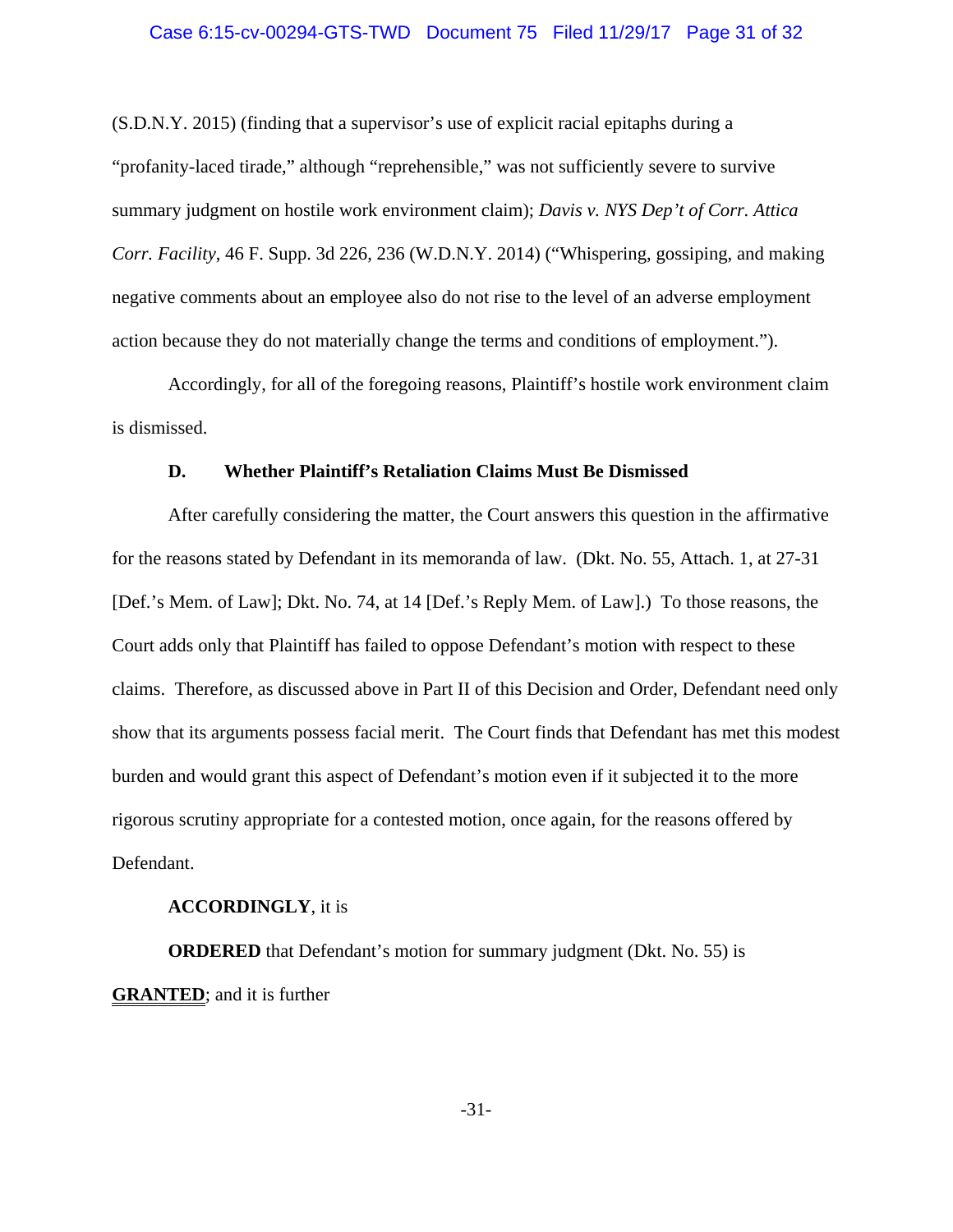(S.D.N.Y. 2015) (finding that a supervisor's use of explicit racial epitaphs during a "profanity-laced tirade," although "reprehensible," was not sufficiently severe to survive summary judgment on hostile work environment claim); *Davis v. NYS Dep't of Corr. Attica Corr. Facility*, 46 F. Supp. 3d 226, 236 (W.D.N.Y. 2014) ("Whispering, gossiping, and making negative comments about an employee also do not rise to the level of an adverse employment action because they do not materially change the terms and conditions of employment.").

Accordingly, for all of the foregoing reasons, Plaintiff's hostile work environment claim is dismissed.

**D. Whether Plaintiff's Retaliation Claims Must Be Dismissed**

After carefully considering the matter, the Court answers this question in the affirmative for the reasons stated by Defendant in its memoranda of law. (Dkt. No. 55, Attach. 1, at 27-31 [Def.'s Mem. of Law]; Dkt. No. 74, at 14 [Def.'s Reply Mem. of Law].) To those reasons, the Court adds only that Plaintiff has failed to oppose Defendant's motion with respect to these claims. Therefore, as discussed above in Part II of this Decision and Order, Defendant need only show that its arguments possess facial merit. The Court finds that Defendant has met this modest burden and would grant this aspect of Defendant's motion even if it subjected it to the more rigorous scrutiny appropriate for a contested motion, once again, for the reasons offered by Defendant.

**ACCORDINGLY**, it is

**ORDERED** that Defendant's motion for summary judgment (Dkt. No. 55) is **GRANTED**; and it is further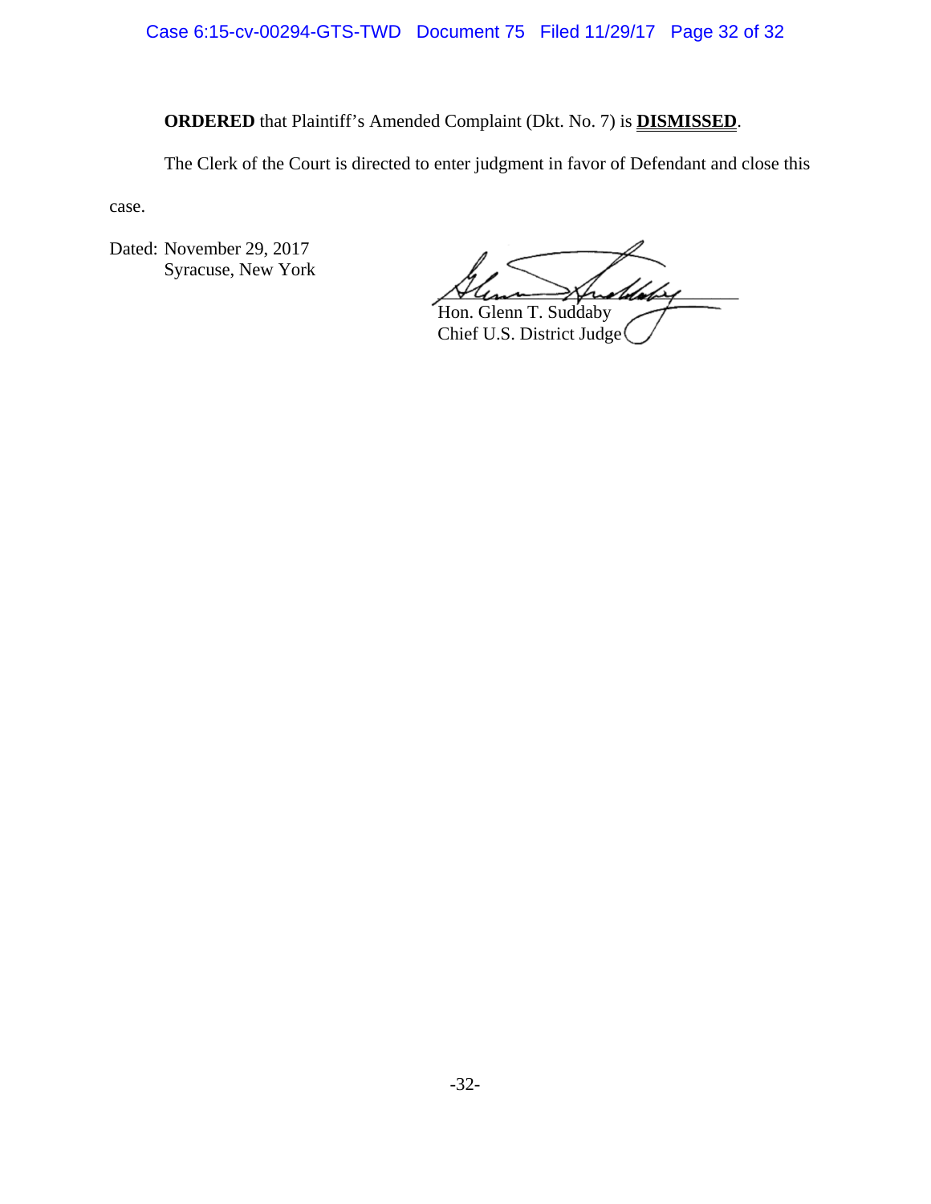**ORDERED** that Plaintiff's Amended Complaint (Dkt. No. 7) is **DISMISSED**.

The Clerk of the Court is directed to enter judgment in favor of Defendant and close this case.

Dated: November 29, 2017
Syracuse, New York

Hon. Glenn T. Suddaby
Chief U.S. District Judge